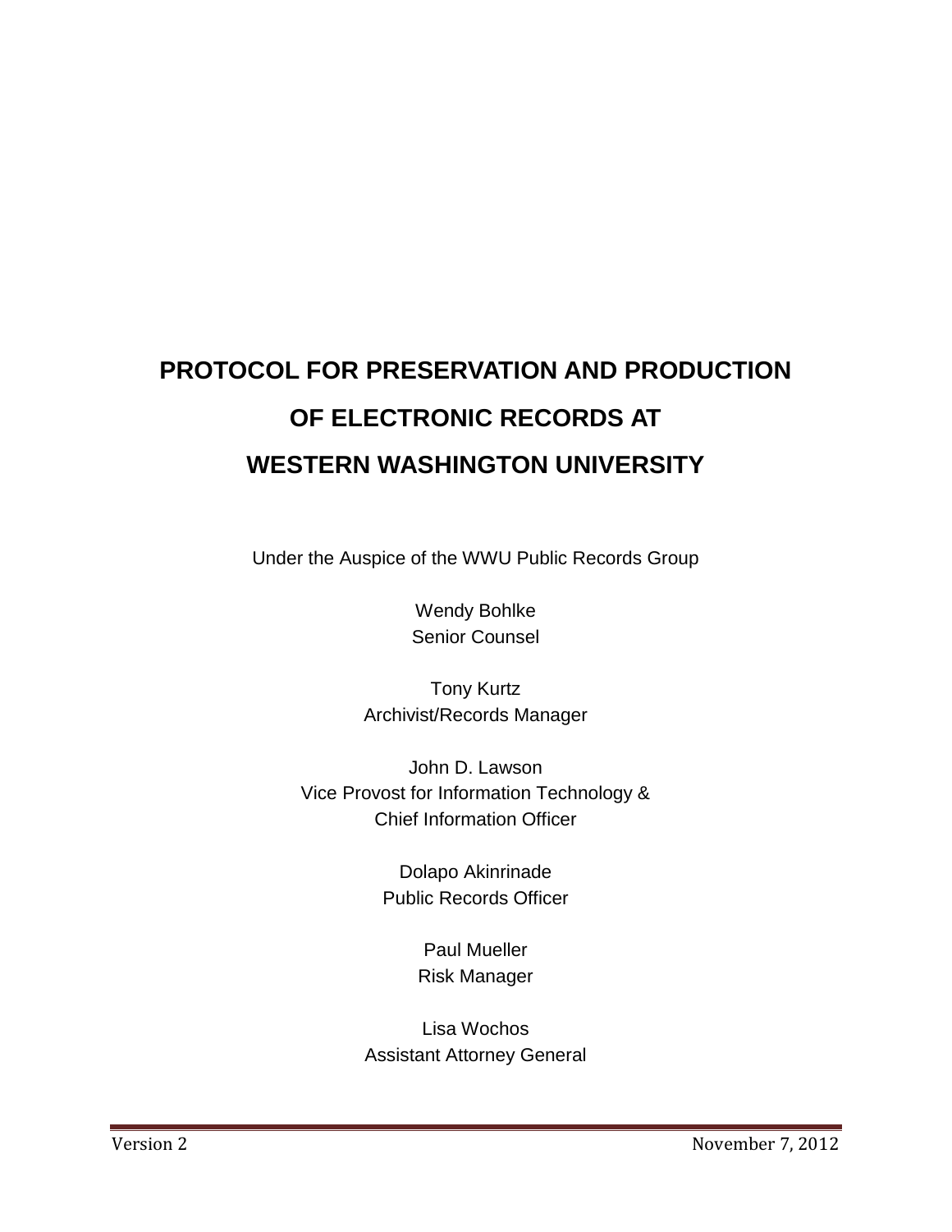# PROTOCOL FOR PRESERVATION AND PRODUCTION OF ELECTRONIC RECORDS AT WESTERN WASHINGTON UNIVERSITY

Under the Auspice of the WWU Public Records Group

Wendy Bohlke
Senior Counsel

Tony Kurtz
Archivist/Records Manager

John D. Lawson
Vice Provost for Information Technology &
Chief Information Officer

Dolapo Akinrinade
Public Records Officer

Paul Mueller
Risk Manager

Lisa Wochos
Assistant Attorney General

Version 2 November 7, 2012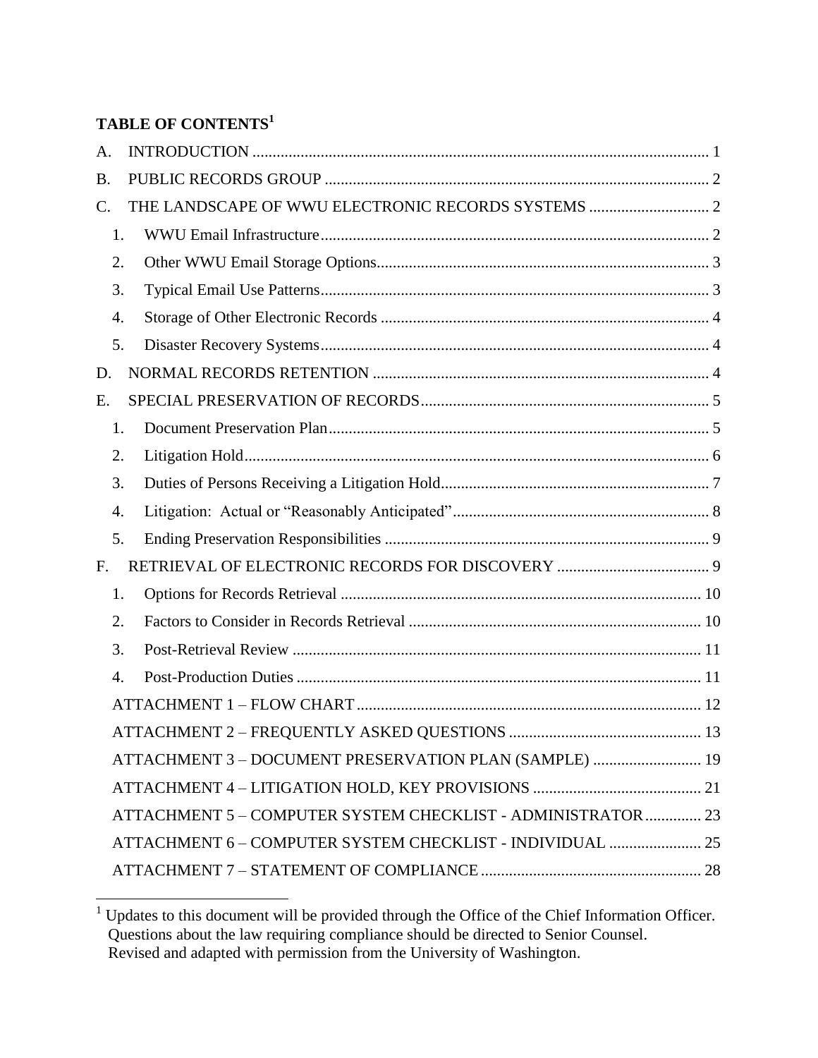**TABLE OF CONTENTS[1]**

A. INTRODUCTION .......... 1

B. PUBLIC RECORDS GROUP .......... 2

C. THE LANDSCAPE OF WWU ELECTRONIC RECORDS SYSTEMS .......... 2

1. WWU Email Infrastructure .......... 2
2. Other WWU Email Storage Options .......... 3
3. Typical Email Use Patterns .......... 3
4. Storage of Other Electronic Records .......... 4
5. Disaster Recovery Systems .......... 4

D. NORMAL RECORDS RETENTION .......... 4

E. SPECIAL PRESERVATION OF RECORDS .......... 5

1. Document Preservation Plan .......... 5
2. Litigation Hold .......... 6
3. Duties of Persons Receiving a Litigation Hold .......... 7
4. Litigation: Actual or "Reasonably Anticipated" .......... 8
5. Ending Preservation Responsibilities .......... 9

F. RETRIEVAL OF ELECTRONIC RECORDS FOR DISCOVERY .......... 9

1. Options for Records Retrieval .......... 10
2. Factors to Consider in Records Retrieval .......... 10
3. Post-Retrieval Review .......... 11
4. Post-Production Duties .......... 11

ATTACHMENT 1 – FLOW CHART .......... 12

ATTACHMENT 2 – FREQUENTLY ASKED QUESTIONS .......... 13

ATTACHMENT 3 – DOCUMENT PRESERVATION PLAN (SAMPLE) .......... 19

ATTACHMENT 4 – LITIGATION HOLD, KEY PROVISIONS .......... 21

ATTACHMENT 5 – COMPUTER SYSTEM CHECKLIST - ADMINISTRATOR .......... 23

ATTACHMENT 6 – COMPUTER SYSTEM CHECKLIST - INDIVIDUAL .......... 25

ATTACHMENT 7 – STATEMENT OF COMPLIANCE .......... 28

---

[1] Updates to this document will be provided through the Office of the Chief Information Officer. Questions about the law requiring compliance should be directed to Senior Counsel. Revised and adapted with permission from the University of Washington.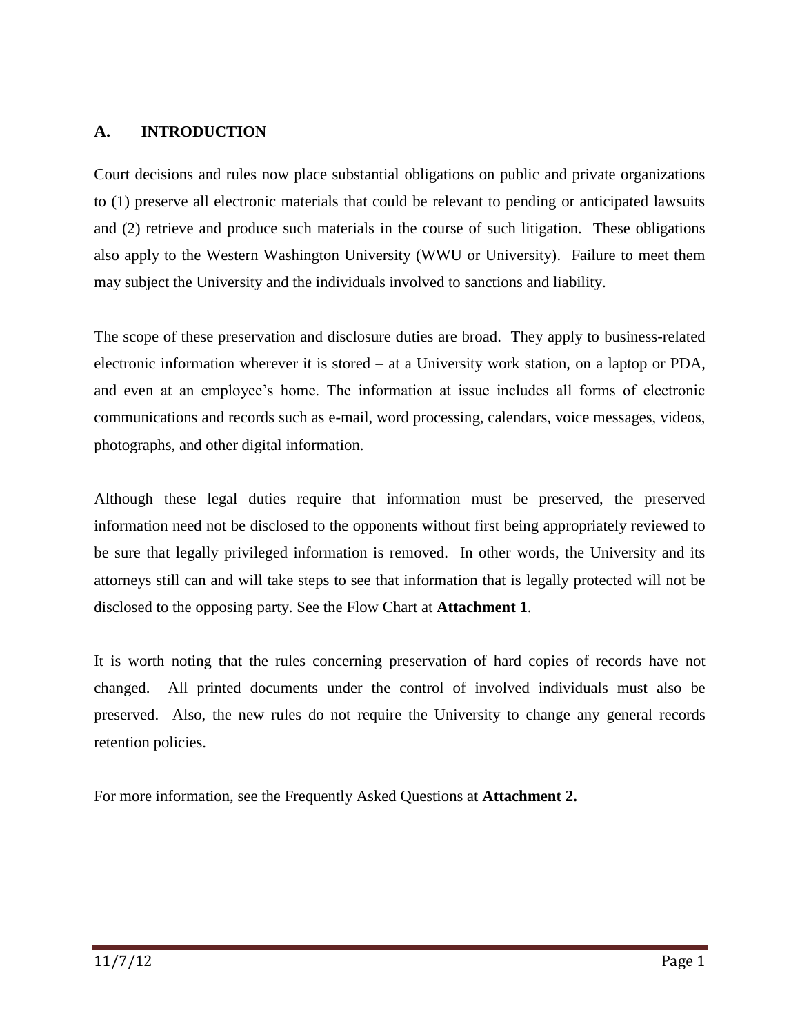## A. INTRODUCTION

Court decisions and rules now place substantial obligations on public and private organizations to (1) preserve all electronic materials that could be relevant to pending or anticipated lawsuits and (2) retrieve and produce such materials in the course of such litigation. These obligations also apply to the Western Washington University (WWU or University). Failure to meet them may subject the University and the individuals involved to sanctions and liability.

The scope of these preservation and disclosure duties are broad. They apply to business-related electronic information wherever it is stored – at a University work station, on a laptop or PDA, and even at an employee's home. The information at issue includes all forms of electronic communications and records such as e-mail, word processing, calendars, voice messages, videos, photographs, and other digital information.

Although these legal duties require that information must be <u>preserved</u>, the preserved information need not be <u>disclosed</u> to the opponents without first being appropriately reviewed to be sure that legally privileged information is removed. In other words, the University and its attorneys still can and will take steps to see that information that is legally protected will not be disclosed to the opposing party. See the Flow Chart at **Attachment 1**.

It is worth noting that the rules concerning preservation of hard copies of records have not changed. All printed documents under the control of involved individuals must also be preserved. Also, the new rules do not require the University to change any general records retention policies.

For more information, see the Frequently Asked Questions at **Attachment 2.**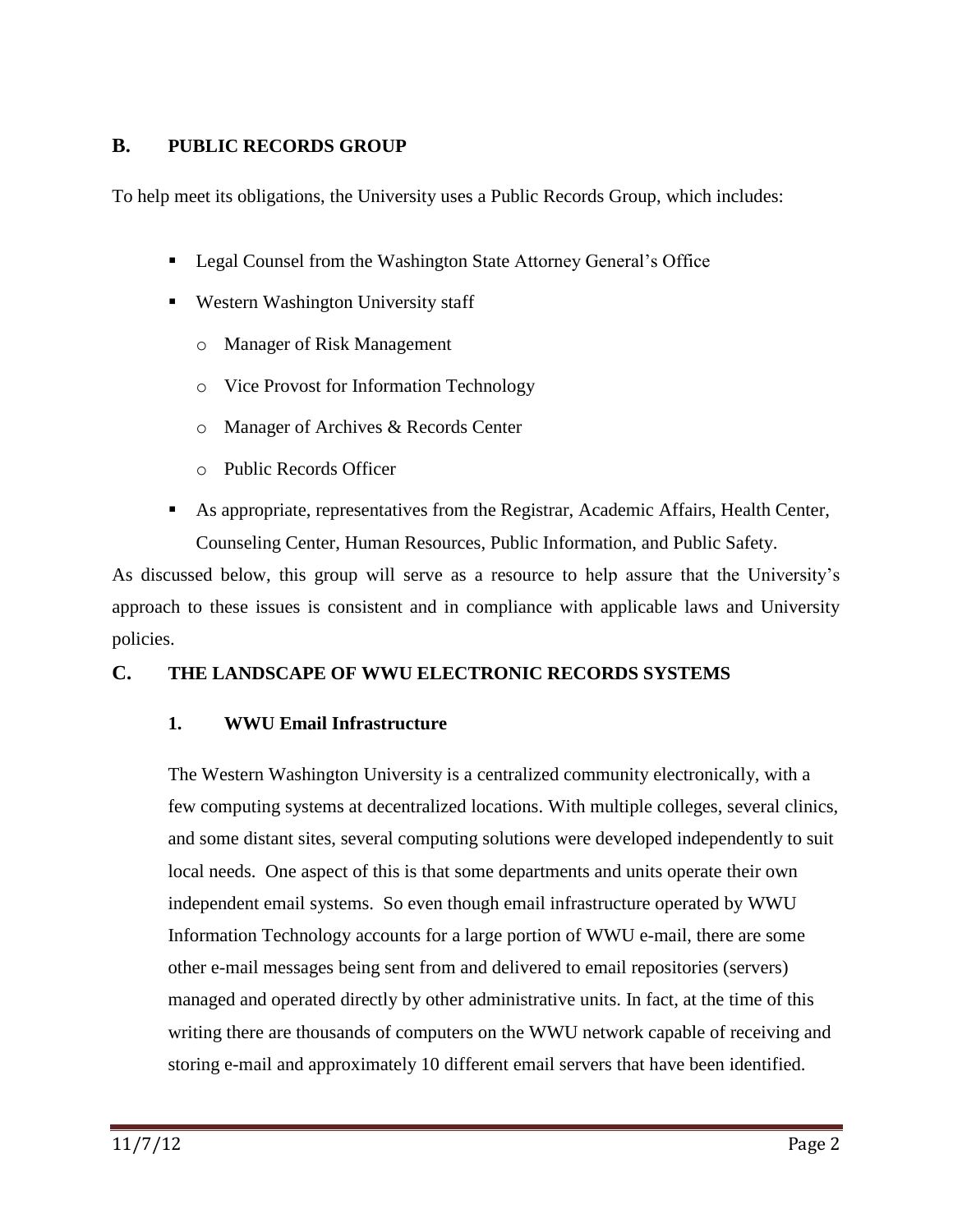## B. PUBLIC RECORDS GROUP

To help meet its obligations, the University uses a Public Records Group, which includes:

- Legal Counsel from the Washington State Attorney General's Office
- Western Washington University staff
  - Manager of Risk Management
  - Vice Provost for Information Technology
  - Manager of Archives & Records Center
  - Public Records Officer
- As appropriate, representatives from the Registrar, Academic Affairs, Health Center, Counseling Center, Human Resources, Public Information, and Public Safety.

As discussed below, this group will serve as a resource to help assure that the University's approach to these issues is consistent and in compliance with applicable laws and University policies.

## C. THE LANDSCAPE OF WWU ELECTRONIC RECORDS SYSTEMS

### 1. WWU Email Infrastructure

The Western Washington University is a centralized community electronically, with a few computing systems at decentralized locations. With multiple colleges, several clinics, and some distant sites, several computing solutions were developed independently to suit local needs. One aspect of this is that some departments and units operate their own independent email systems. So even though email infrastructure operated by WWU Information Technology accounts for a large portion of WWU e-mail, there are some other e-mail messages being sent from and delivered to email repositories (servers) managed and operated directly by other administrative units. In fact, at the time of this writing there are thousands of computers on the WWU network capable of receiving and storing e-mail and approximately 10 different email servers that have been identified.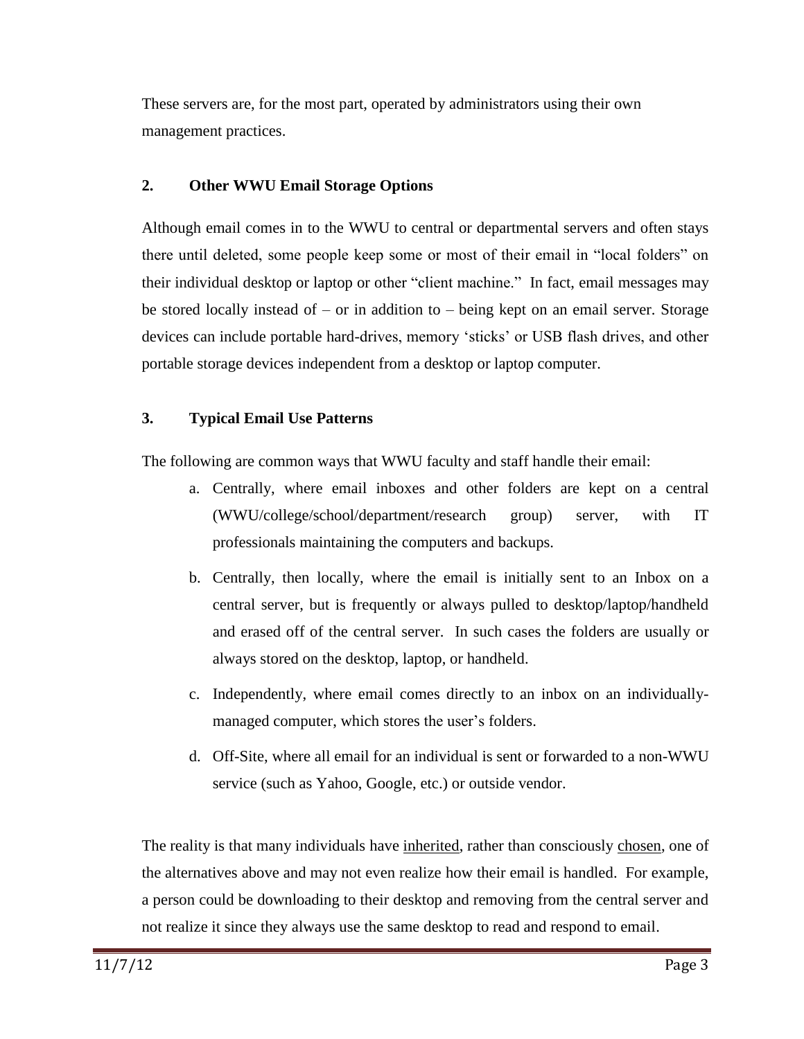These servers are, for the most part, operated by administrators using their own management practices.

### 2. Other WWU Email Storage Options

Although email comes in to the WWU to central or departmental servers and often stays there until deleted, some people keep some or most of their email in "local folders" on their individual desktop or laptop or other "client machine." In fact, email messages may be stored locally instead of – or in addition to – being kept on an email server. Storage devices can include portable hard-drives, memory 'sticks' or USB flash drives, and other portable storage devices independent from a desktop or laptop computer.

### 3. Typical Email Use Patterns

The following are common ways that WWU faculty and staff handle their email:

a. Centrally, where email inboxes and other folders are kept on a central (WWU/college/school/department/research group) server, with IT professionals maintaining the computers and backups.

b. Centrally, then locally, where the email is initially sent to an Inbox on a central server, but is frequently or always pulled to desktop/laptop/handheld and erased off of the central server. In such cases the folders are usually or always stored on the desktop, laptop, or handheld.

c. Independently, where email comes directly to an inbox on an individually-managed computer, which stores the user's folders.

d. Off-Site, where all email for an individual is sent or forwarded to a non-WWU service (such as Yahoo, Google, etc.) or outside vendor.

The reality is that many individuals have <u>inherited</u>, rather than consciously <u>chosen</u>, one of the alternatives above and may not even realize how their email is handled. For example, a person could be downloading to their desktop and removing from the central server and not realize it since they always use the same desktop to read and respond to email.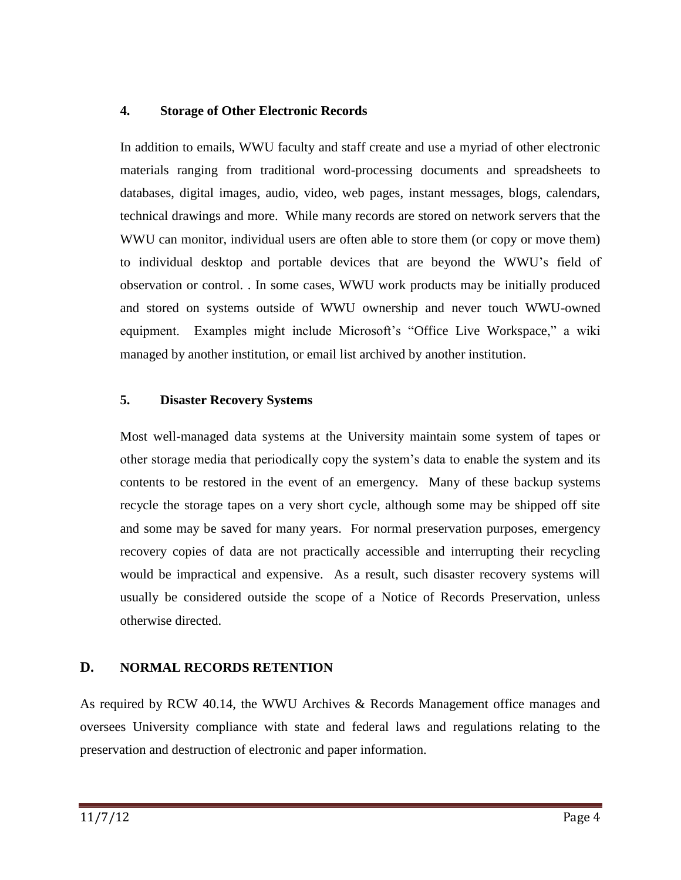#### 4. Storage of Other Electronic Records

In addition to emails, WWU faculty and staff create and use a myriad of other electronic materials ranging from traditional word-processing documents and spreadsheets to databases, digital images, audio, video, web pages, instant messages, blogs, calendars, technical drawings and more. While many records are stored on network servers that the WWU can monitor, individual users are often able to store them (or copy or move them) to individual desktop and portable devices that are beyond the WWU's field of observation or control. . In some cases, WWU work products may be initially produced and stored on systems outside of WWU ownership and never touch WWU-owned equipment. Examples might include Microsoft's "Office Live Workspace," a wiki managed by another institution, or email list archived by another institution.

#### 5. Disaster Recovery Systems

Most well-managed data systems at the University maintain some system of tapes or other storage media that periodically copy the system's data to enable the system and its contents to be restored in the event of an emergency. Many of these backup systems recycle the storage tapes on a very short cycle, although some may be shipped off site and some may be saved for many years. For normal preservation purposes, emergency recovery copies of data are not practically accessible and interrupting their recycling would be impractical and expensive. As a result, such disaster recovery systems will usually be considered outside the scope of a Notice of Records Preservation, unless otherwise directed.

### D. NORMAL RECORDS RETENTION

As required by RCW 40.14, the WWU Archives & Records Management office manages and oversees University compliance with state and federal laws and regulations relating to the preservation and destruction of electronic and paper information.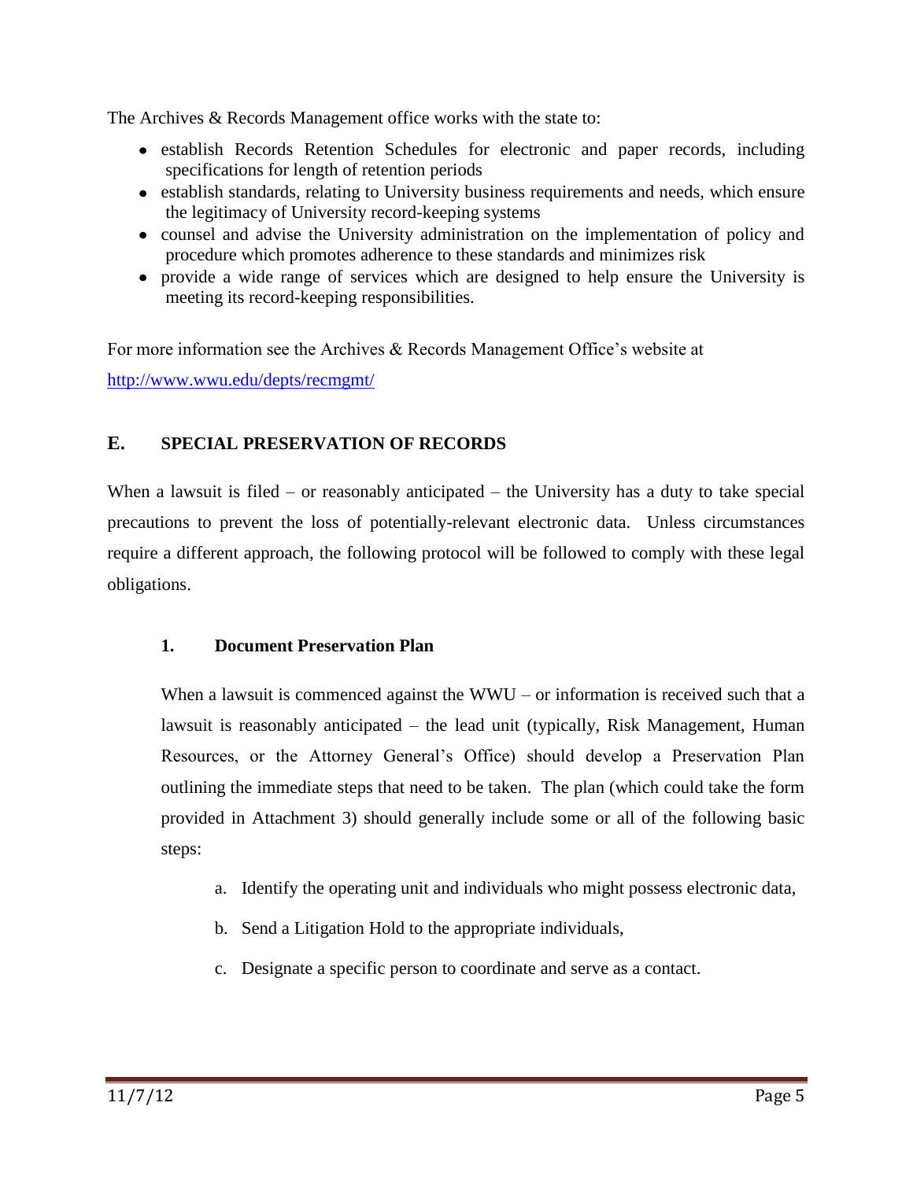The Archives & Records Management office works with the state to:

- establish Records Retention Schedules for electronic and paper records, including specifications for length of retention periods
- establish standards, relating to University business requirements and needs, which ensure the legitimacy of University record-keeping systems
- counsel and advise the University administration on the implementation of policy and procedure which promotes adherence to these standards and minimizes risk
- provide a wide range of services which are designed to help ensure the University is meeting its record-keeping responsibilities.

For more information see the Archives & Records Management Office's website at http://www.wwu.edu/depts/recmgmt/

## E. SPECIAL PRESERVATION OF RECORDS

When a lawsuit is filed – or reasonably anticipated – the University has a duty to take special precautions to prevent the loss of potentially-relevant electronic data. Unless circumstances require a different approach, the following protocol will be followed to comply with these legal obligations.

### 1. Document Preservation Plan

When a lawsuit is commenced against the WWU – or information is received such that a lawsuit is reasonably anticipated – the lead unit (typically, Risk Management, Human Resources, or the Attorney General's Office) should develop a Preservation Plan outlining the immediate steps that need to be taken. The plan (which could take the form provided in Attachment 3) should generally include some or all of the following basic steps:

a. Identify the operating unit and individuals who might possess electronic data,

b. Send a Litigation Hold to the appropriate individuals,

c. Designate a specific person to coordinate and serve as a contact.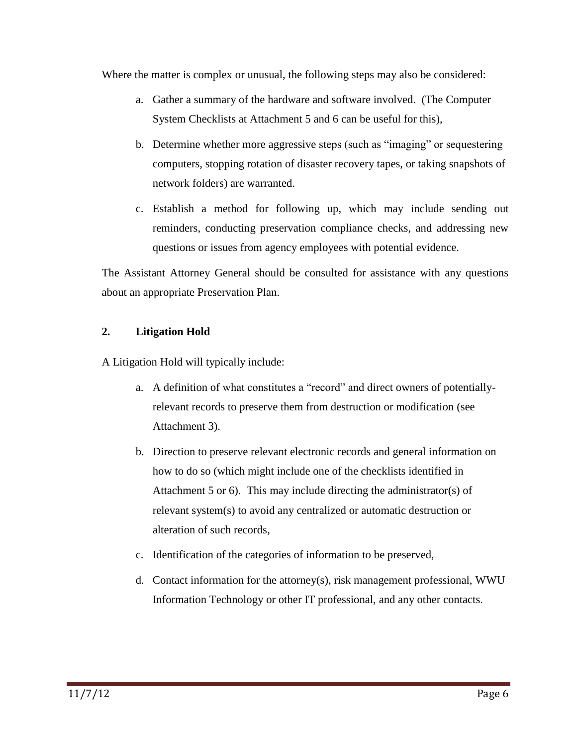Where the matter is complex or unusual, the following steps may also be considered:

a. Gather a summary of the hardware and software involved. (The Computer System Checklists at Attachment 5 and 6 can be useful for this),

b. Determine whether more aggressive steps (such as "imaging" or sequestering computers, stopping rotation of disaster recovery tapes, or taking snapshots of network folders) are warranted.

c. Establish a method for following up, which may include sending out reminders, conducting preservation compliance checks, and addressing new questions or issues from agency employees with potential evidence.

The Assistant Attorney General should be consulted for assistance with any questions about an appropriate Preservation Plan.

## 2. Litigation Hold

A Litigation Hold will typically include:

a. A definition of what constitutes a "record" and direct owners of potentially-relevant records to preserve them from destruction or modification (see Attachment 3).

b. Direction to preserve relevant electronic records and general information on how to do so (which might include one of the checklists identified in Attachment 5 or 6). This may include directing the administrator(s) of relevant system(s) to avoid any centralized or automatic destruction or alteration of such records,

c. Identification of the categories of information to be preserved,

d. Contact information for the attorney(s), risk management professional, WWU Information Technology or other IT professional, and any other contacts.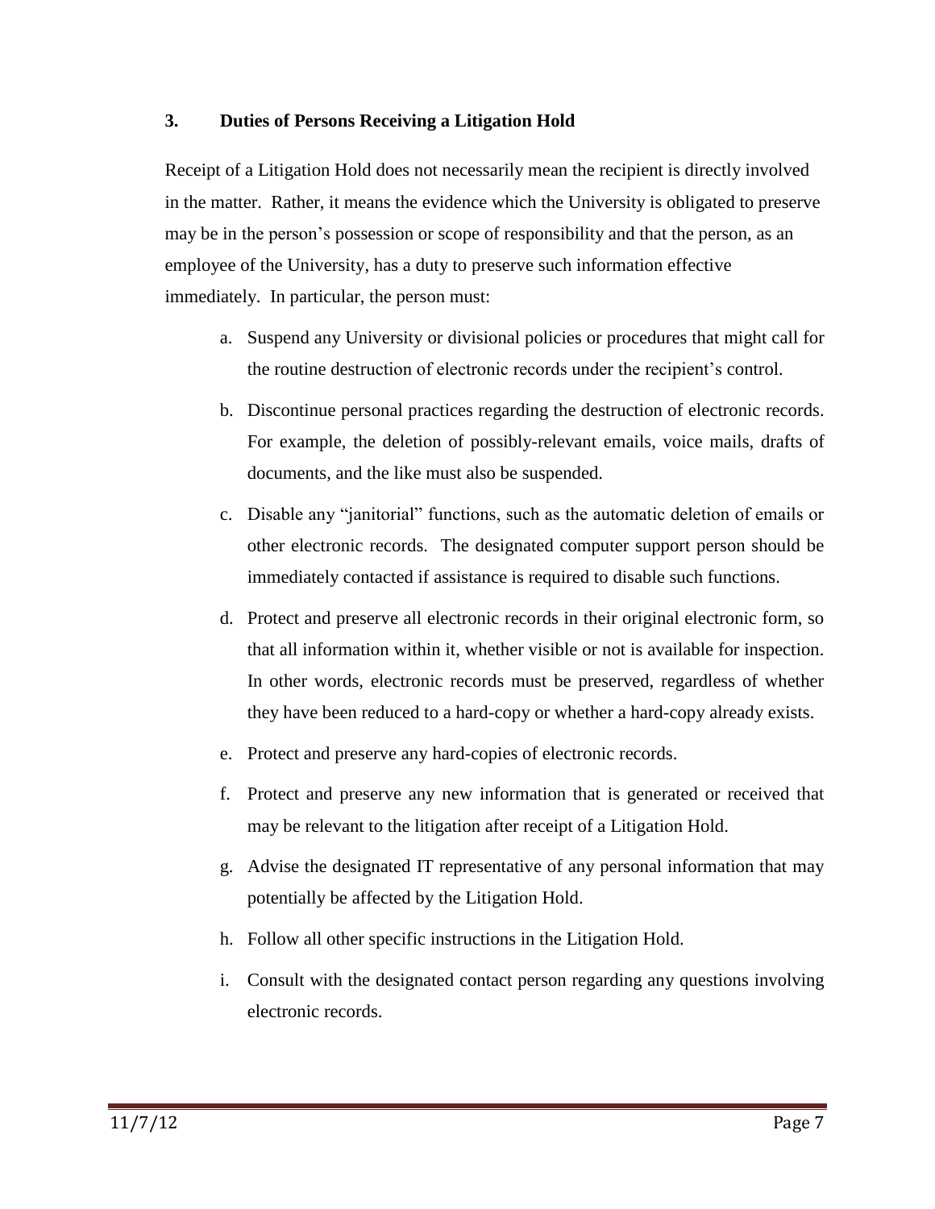### 3. Duties of Persons Receiving a Litigation Hold

Receipt of a Litigation Hold does not necessarily mean the recipient is directly involved in the matter. Rather, it means the evidence which the University is obligated to preserve may be in the person's possession or scope of responsibility and that the person, as an employee of the University, has a duty to preserve such information effective immediately. In particular, the person must:

a. Suspend any University or divisional policies or procedures that might call for the routine destruction of electronic records under the recipient's control.

b. Discontinue personal practices regarding the destruction of electronic records. For example, the deletion of possibly-relevant emails, voice mails, drafts of documents, and the like must also be suspended.

c. Disable any "janitorial" functions, such as the automatic deletion of emails or other electronic records. The designated computer support person should be immediately contacted if assistance is required to disable such functions.

d. Protect and preserve all electronic records in their original electronic form, so that all information within it, whether visible or not is available for inspection. In other words, electronic records must be preserved, regardless of whether they have been reduced to a hard-copy or whether a hard-copy already exists.

e. Protect and preserve any hard-copies of electronic records.

f. Protect and preserve any new information that is generated or received that may be relevant to the litigation after receipt of a Litigation Hold.

g. Advise the designated IT representative of any personal information that may potentially be affected by the Litigation Hold.

h. Follow all other specific instructions in the Litigation Hold.

i. Consult with the designated contact person regarding any questions involving electronic records.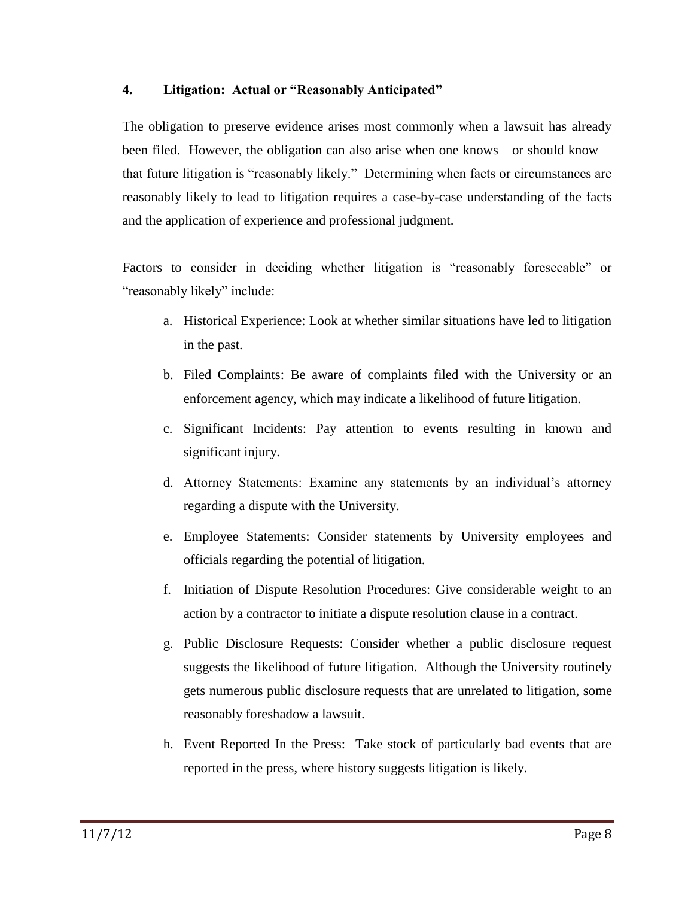### 4. Litigation: Actual or "Reasonably Anticipated"

The obligation to preserve evidence arises most commonly when a lawsuit has already been filed. However, the obligation can also arise when one knows—or should know—that future litigation is "reasonably likely." Determining when facts or circumstances are reasonably likely to lead to litigation requires a case-by-case understanding of the facts and the application of experience and professional judgment.

Factors to consider in deciding whether litigation is "reasonably foreseeable" or "reasonably likely" include:

a. Historical Experience: Look at whether similar situations have led to litigation in the past.

b. Filed Complaints: Be aware of complaints filed with the University or an enforcement agency, which may indicate a likelihood of future litigation.

c. Significant Incidents: Pay attention to events resulting in known and significant injury.

d. Attorney Statements: Examine any statements by an individual's attorney regarding a dispute with the University.

e. Employee Statements: Consider statements by University employees and officials regarding the potential of litigation.

f. Initiation of Dispute Resolution Procedures: Give considerable weight to an action by a contractor to initiate a dispute resolution clause in a contract.

g. Public Disclosure Requests: Consider whether a public disclosure request suggests the likelihood of future litigation. Although the University routinely gets numerous public disclosure requests that are unrelated to litigation, some reasonably foreshadow a lawsuit.

h. Event Reported In the Press: Take stock of particularly bad events that are reported in the press, where history suggests litigation is likely.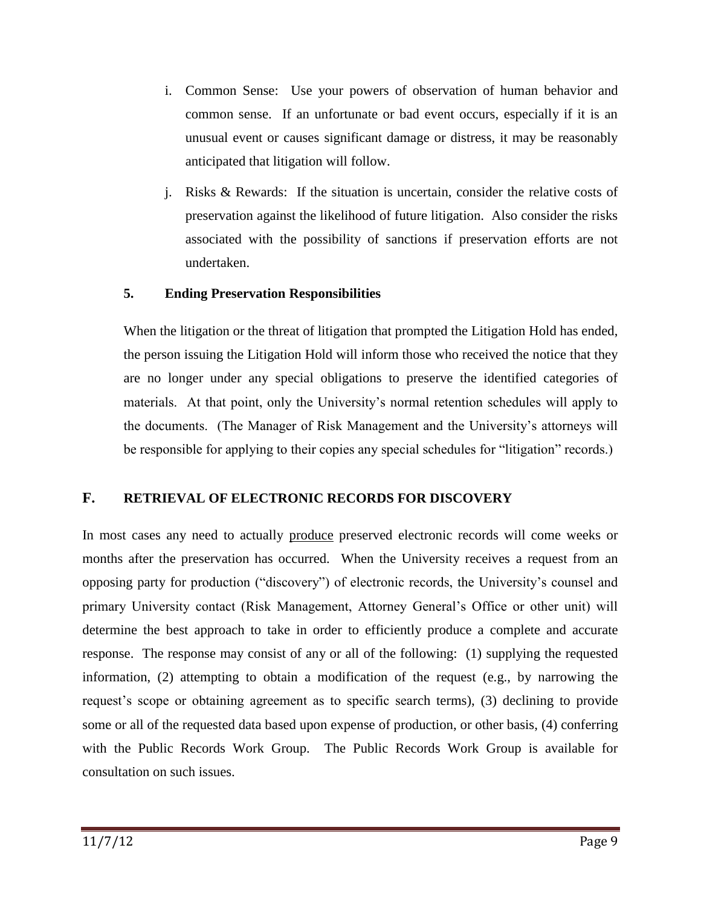i. Common Sense: Use your powers of observation of human behavior and common sense. If an unfortunate or bad event occurs, especially if it is an unusual event or causes significant damage or distress, it may be reasonably anticipated that litigation will follow.

j. Risks & Rewards: If the situation is uncertain, consider the relative costs of preservation against the likelihood of future litigation. Also consider the risks associated with the possibility of sanctions if preservation efforts are not undertaken.

### 5. Ending Preservation Responsibilities

When the litigation or the threat of litigation that prompted the Litigation Hold has ended, the person issuing the Litigation Hold will inform those who received the notice that they are no longer under any special obligations to preserve the identified categories of materials. At that point, only the University's normal retention schedules will apply to the documents. (The Manager of Risk Management and the University's attorneys will be responsible for applying to their copies any special schedules for "litigation" records.)

## F. RETRIEVAL OF ELECTRONIC RECORDS FOR DISCOVERY

In most cases any need to actually produce preserved electronic records will come weeks or months after the preservation has occurred. When the University receives a request from an opposing party for production ("discovery") of electronic records, the University's counsel and primary University contact (Risk Management, Attorney General's Office or other unit) will determine the best approach to take in order to efficiently produce a complete and accurate response. The response may consist of any or all of the following: (1) supplying the requested information, (2) attempting to obtain a modification of the request (e.g., by narrowing the request's scope or obtaining agreement as to specific search terms), (3) declining to provide some or all of the requested data based upon expense of production, or other basis, (4) conferring with the Public Records Work Group. The Public Records Work Group is available for consultation on such issues.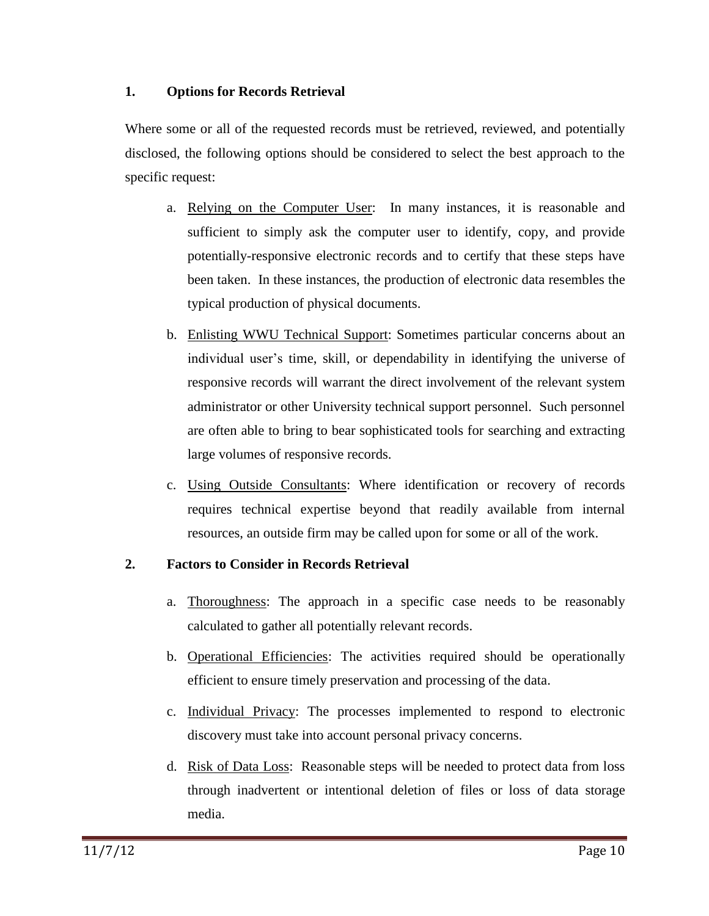## 1. Options for Records Retrieval

Where some or all of the requested records must be retrieved, reviewed, and potentially disclosed, the following options should be considered to select the best approach to the specific request:

a. <u>Relying on the Computer User</u>: In many instances, it is reasonable and sufficient to simply ask the computer user to identify, copy, and provide potentially-responsive electronic records and to certify that these steps have been taken. In these instances, the production of electronic data resembles the typical production of physical documents.

b. <u>Enlisting WWU Technical Support</u>: Sometimes particular concerns about an individual user's time, skill, or dependability in identifying the universe of responsive records will warrant the direct involvement of the relevant system administrator or other University technical support personnel. Such personnel are often able to bring to bear sophisticated tools for searching and extracting large volumes of responsive records.

c. <u>Using Outside Consultants</u>: Where identification or recovery of records requires technical expertise beyond that readily available from internal resources, an outside firm may be called upon for some or all of the work.

## 2. Factors to Consider in Records Retrieval

a. <u>Thoroughness</u>: The approach in a specific case needs to be reasonably calculated to gather all potentially relevant records.

b. <u>Operational Efficiencies</u>: The activities required should be operationally efficient to ensure timely preservation and processing of the data.

c. <u>Individual Privacy</u>: The processes implemented to respond to electronic discovery must take into account personal privacy concerns.

d. <u>Risk of Data Loss</u>: Reasonable steps will be needed to protect data from loss through inadvertent or intentional deletion of files or loss of data storage media.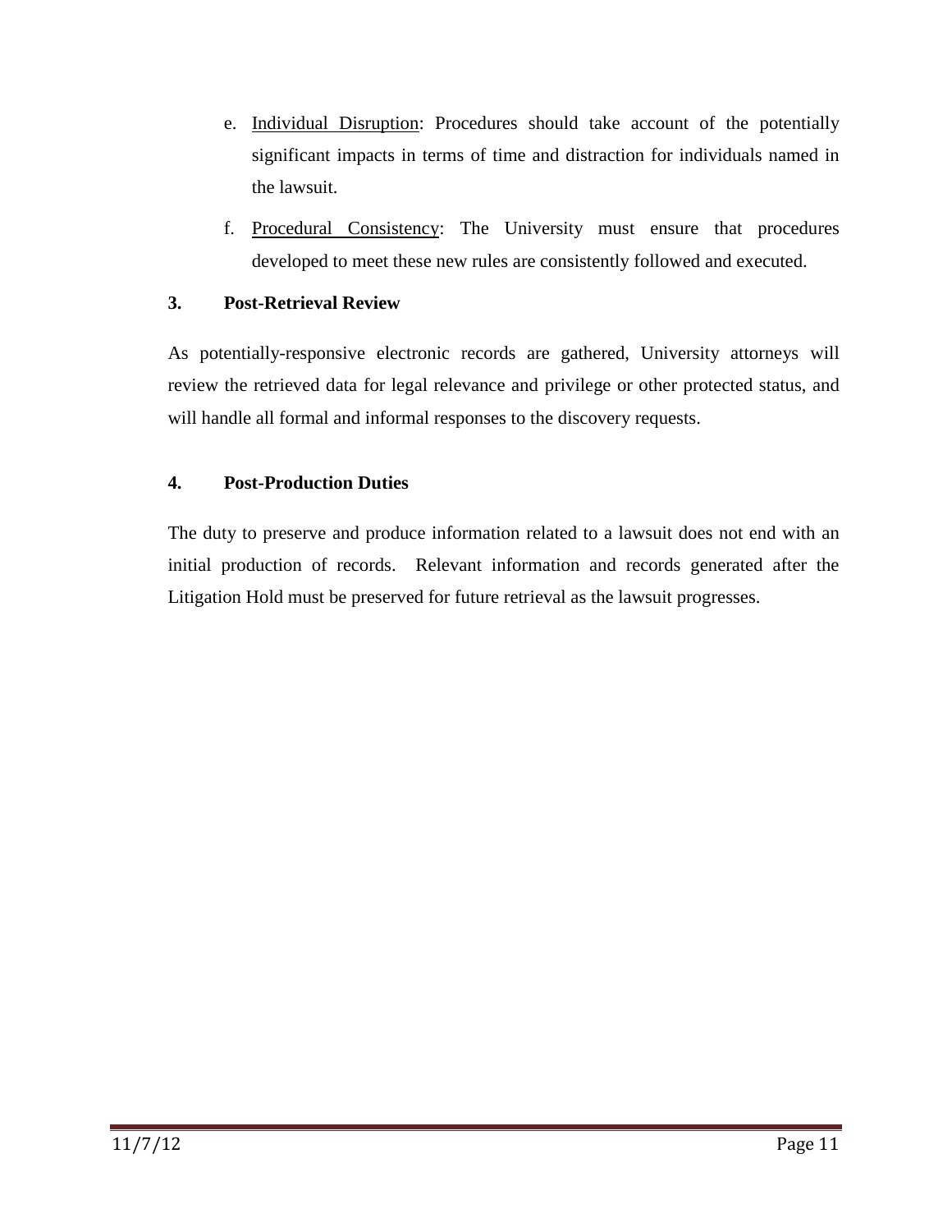e. Individual Disruption: Procedures should take account of the potentially significant impacts in terms of time and distraction for individuals named in the lawsuit.

f. Procedural Consistency: The University must ensure that procedures developed to meet these new rules are consistently followed and executed.

### 3. Post-Retrieval Review

As potentially-responsive electronic records are gathered, University attorneys will review the retrieved data for legal relevance and privilege or other protected status, and will handle all formal and informal responses to the discovery requests.

### 4. Post-Production Duties

The duty to preserve and produce information related to a lawsuit does not end with an initial production of records. Relevant information and records generated after the Litigation Hold must be preserved for future retrieval as the lawsuit progresses.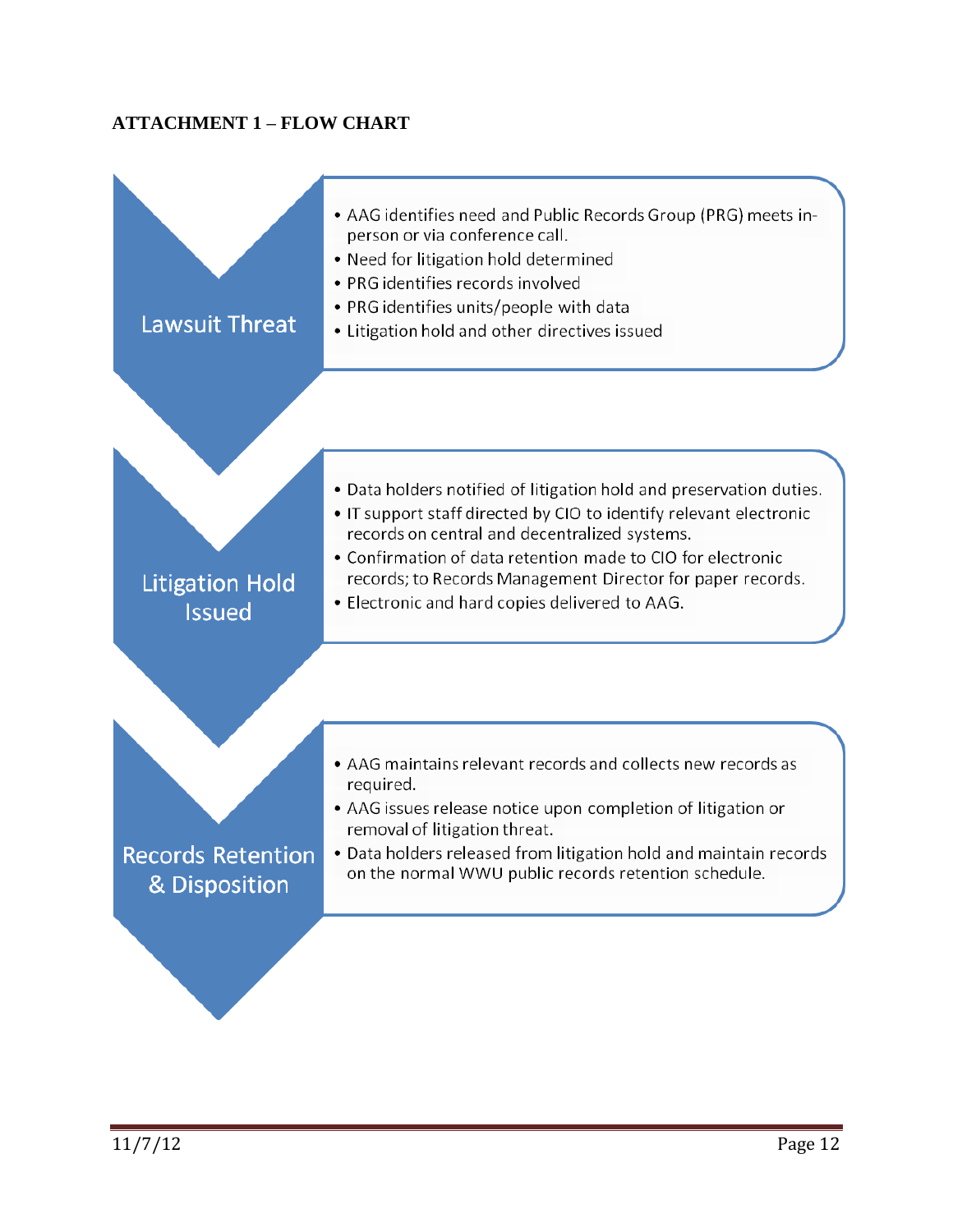**ATTACHMENT 1 – FLOW CHART**

### Lawsuit Threat

- AAG identifies need and Public Records Group (PRG) meets in-person or via conference call.
- Need for litigation hold determined
- PRG identifies records involved
- PRG identifies units/people with data
- Litigation hold and other directives issued

### Litigation Hold Issued

- Data holders notified of litigation hold and preservation duties.
- IT support staff directed by CIO to identify relevant electronic records on central and decentralized systems.
- Confirmation of data retention made to CIO for electronic records; to Records Management Director for paper records.
- Electronic and hard copies delivered to AAG.

### Records Retention & Disposition

- AAG maintains relevant records and collects new records as required.
- AAG issues release notice upon completion of litigation or removal of litigation threat.
- Data holders released from litigation hold and maintain records on the normal WWU public records retention schedule.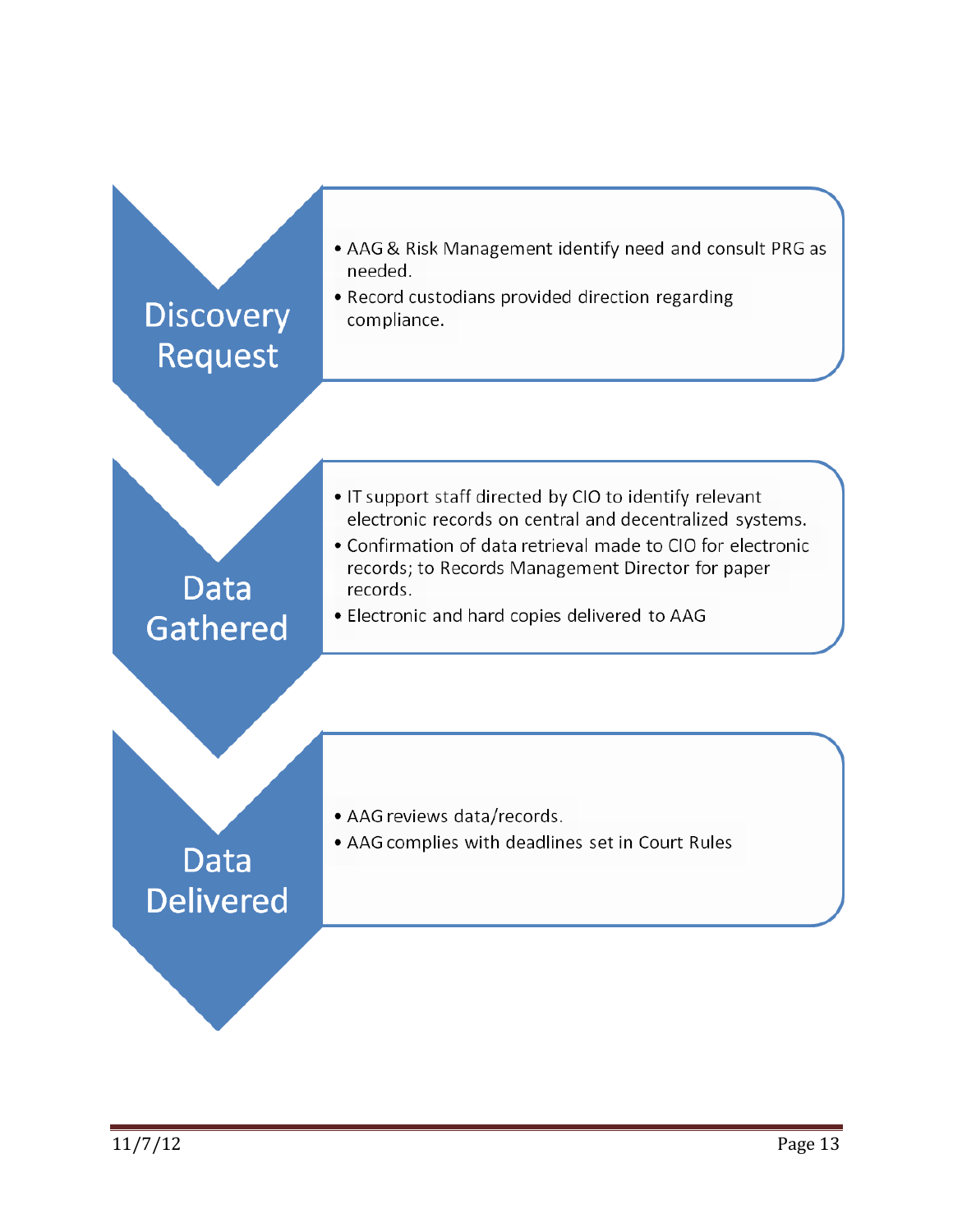**Discovery Request**

- AAG & Risk Management identify need and consult PRG as needed.
- Record custodians provided direction regarding compliance.

**Data Gathered**

- IT support staff directed by CIO to identify relevant electronic records on central and decentralized systems.
- Confirmation of data retrieval made to CIO for electronic records; to Records Management Director for paper records.
- Electronic and hard copies delivered to AAG

**Data Delivered**

- AAG reviews data/records.
- AAG complies with deadlines set in Court Rules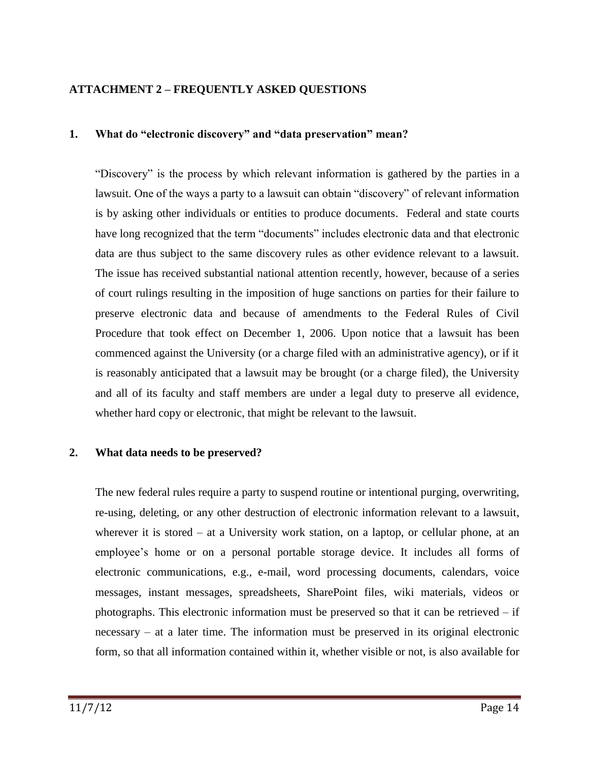## ATTACHMENT 2 – FREQUENTLY ASKED QUESTIONS

### 1. What do "electronic discovery" and "data preservation" mean?

"Discovery" is the process by which relevant information is gathered by the parties in a lawsuit. One of the ways a party to a lawsuit can obtain "discovery" of relevant information is by asking other individuals or entities to produce documents. Federal and state courts have long recognized that the term "documents" includes electronic data and that electronic data are thus subject to the same discovery rules as other evidence relevant to a lawsuit. The issue has received substantial national attention recently, however, because of a series of court rulings resulting in the imposition of huge sanctions on parties for their failure to preserve electronic data and because of amendments to the Federal Rules of Civil Procedure that took effect on December 1, 2006. Upon notice that a lawsuit has been commenced against the University (or a charge filed with an administrative agency), or if it is reasonably anticipated that a lawsuit may be brought (or a charge filed), the University and all of its faculty and staff members are under a legal duty to preserve all evidence, whether hard copy or electronic, that might be relevant to the lawsuit.

### 2. What data needs to be preserved?

The new federal rules require a party to suspend routine or intentional purging, overwriting, re-using, deleting, or any other destruction of electronic information relevant to a lawsuit, wherever it is stored – at a University work station, on a laptop, or cellular phone, at an employee's home or on a personal portable storage device. It includes all forms of electronic communications, e.g., e-mail, word processing documents, calendars, voice messages, instant messages, spreadsheets, SharePoint files, wiki materials, videos or photographs. This electronic information must be preserved so that it can be retrieved – if necessary – at a later time. The information must be preserved in its original electronic form, so that all information contained within it, whether visible or not, is also available for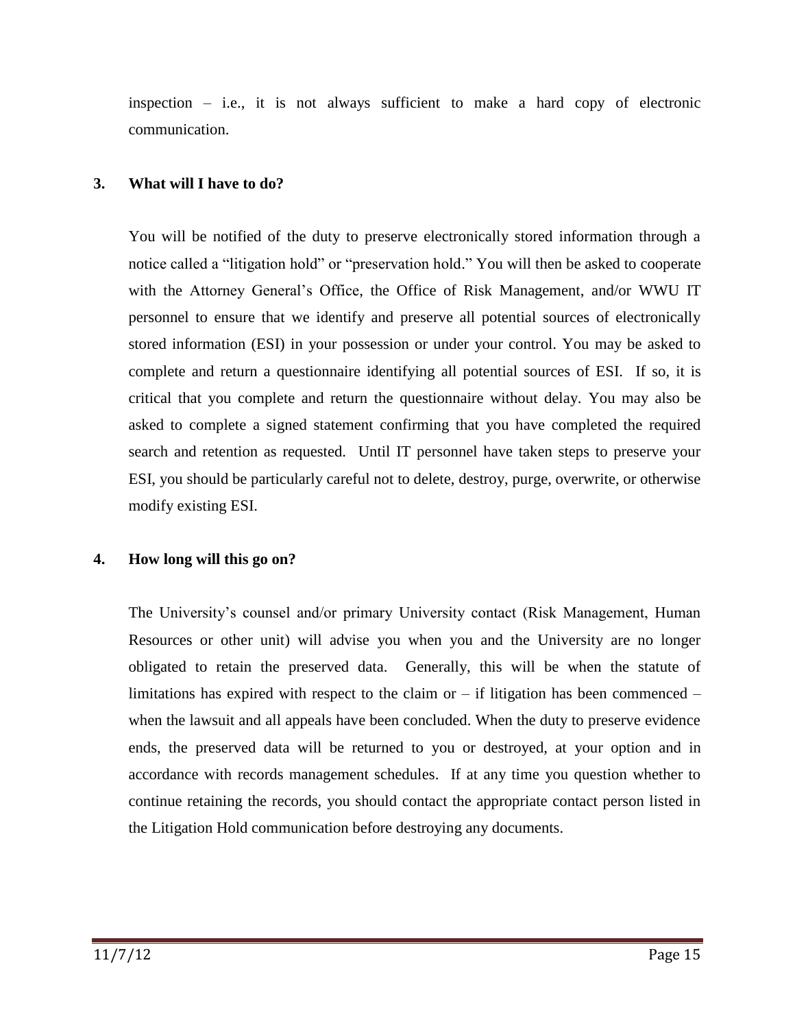inspection – i.e., it is not always sufficient to make a hard copy of electronic communication.

**3. What will I have to do?**

You will be notified of the duty to preserve electronically stored information through a notice called a "litigation hold" or "preservation hold." You will then be asked to cooperate with the Attorney General's Office, the Office of Risk Management, and/or WWU IT personnel to ensure that we identify and preserve all potential sources of electronically stored information (ESI) in your possession or under your control. You may be asked to complete and return a questionnaire identifying all potential sources of ESI. If so, it is critical that you complete and return the questionnaire without delay. You may also be asked to complete a signed statement confirming that you have completed the required search and retention as requested. Until IT personnel have taken steps to preserve your ESI, you should be particularly careful not to delete, destroy, purge, overwrite, or otherwise modify existing ESI.

**4. How long will this go on?**

The University's counsel and/or primary University contact (Risk Management, Human Resources or other unit) will advise you when you and the University are no longer obligated to retain the preserved data. Generally, this will be when the statute of limitations has expired with respect to the claim or – if litigation has been commenced – when the lawsuit and all appeals have been concluded. When the duty to preserve evidence ends, the preserved data will be returned to you or destroyed, at your option and in accordance with records management schedules. If at any time you question whether to continue retaining the records, you should contact the appropriate contact person listed in the Litigation Hold communication before destroying any documents.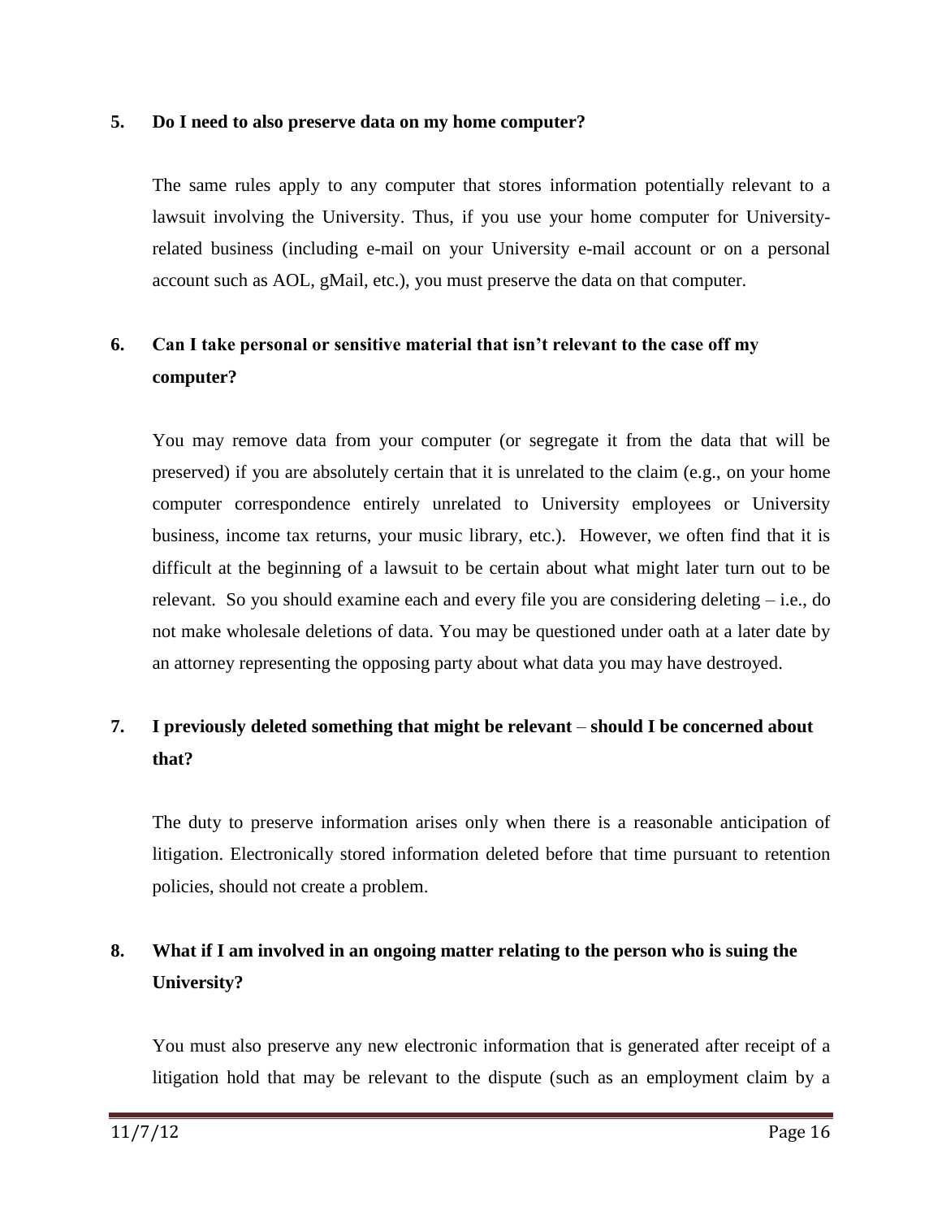**5. Do I need to also preserve data on my home computer?**

The same rules apply to any computer that stores information potentially relevant to a lawsuit involving the University. Thus, if you use your home computer for University-related business (including e-mail on your University e-mail account or on a personal account such as AOL, gMail, etc.), you must preserve the data on that computer.

**6. Can I take personal or sensitive material that isn't relevant to the case off my computer?**

You may remove data from your computer (or segregate it from the data that will be preserved) if you are absolutely certain that it is unrelated to the claim (e.g., on your home computer correspondence entirely unrelated to University employees or University business, income tax returns, your music library, etc.). However, we often find that it is difficult at the beginning of a lawsuit to be certain about what might later turn out to be relevant. So you should examine each and every file you are considering deleting – i.e., do not make wholesale deletions of data. You may be questioned under oath at a later date by an attorney representing the opposing party about what data you may have destroyed.

**7. I previously deleted something that might be relevant – should I be concerned about that?**

The duty to preserve information arises only when there is a reasonable anticipation of litigation. Electronically stored information deleted before that time pursuant to retention policies, should not create a problem.

**8. What if I am involved in an ongoing matter relating to the person who is suing the University?**

You must also preserve any new electronic information that is generated after receipt of a litigation hold that may be relevant to the dispute (such as an employment claim by a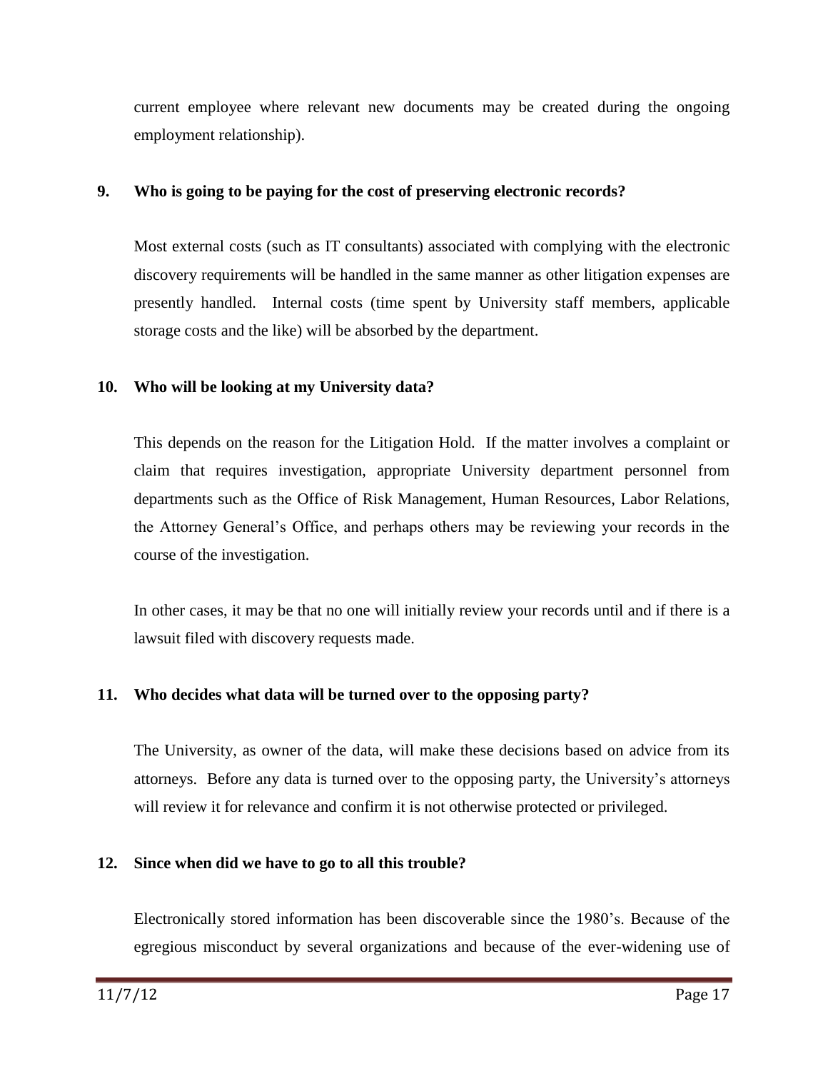current employee where relevant new documents may be created during the ongoing employment relationship).

**9. Who is going to be paying for the cost of preserving electronic records?**

Most external costs (such as IT consultants) associated with complying with the electronic discovery requirements will be handled in the same manner as other litigation expenses are presently handled. Internal costs (time spent by University staff members, applicable storage costs and the like) will be absorbed by the department.

**10. Who will be looking at my University data?**

This depends on the reason for the Litigation Hold. If the matter involves a complaint or claim that requires investigation, appropriate University department personnel from departments such as the Office of Risk Management, Human Resources, Labor Relations, the Attorney General's Office, and perhaps others may be reviewing your records in the course of the investigation.

In other cases, it may be that no one will initially review your records until and if there is a lawsuit filed with discovery requests made.

**11. Who decides what data will be turned over to the opposing party?**

The University, as owner of the data, will make these decisions based on advice from its attorneys. Before any data is turned over to the opposing party, the University's attorneys will review it for relevance and confirm it is not otherwise protected or privileged.

**12. Since when did we have to go to all this trouble?**

Electronically stored information has been discoverable since the 1980's. Because of the egregious misconduct by several organizations and because of the ever-widening use of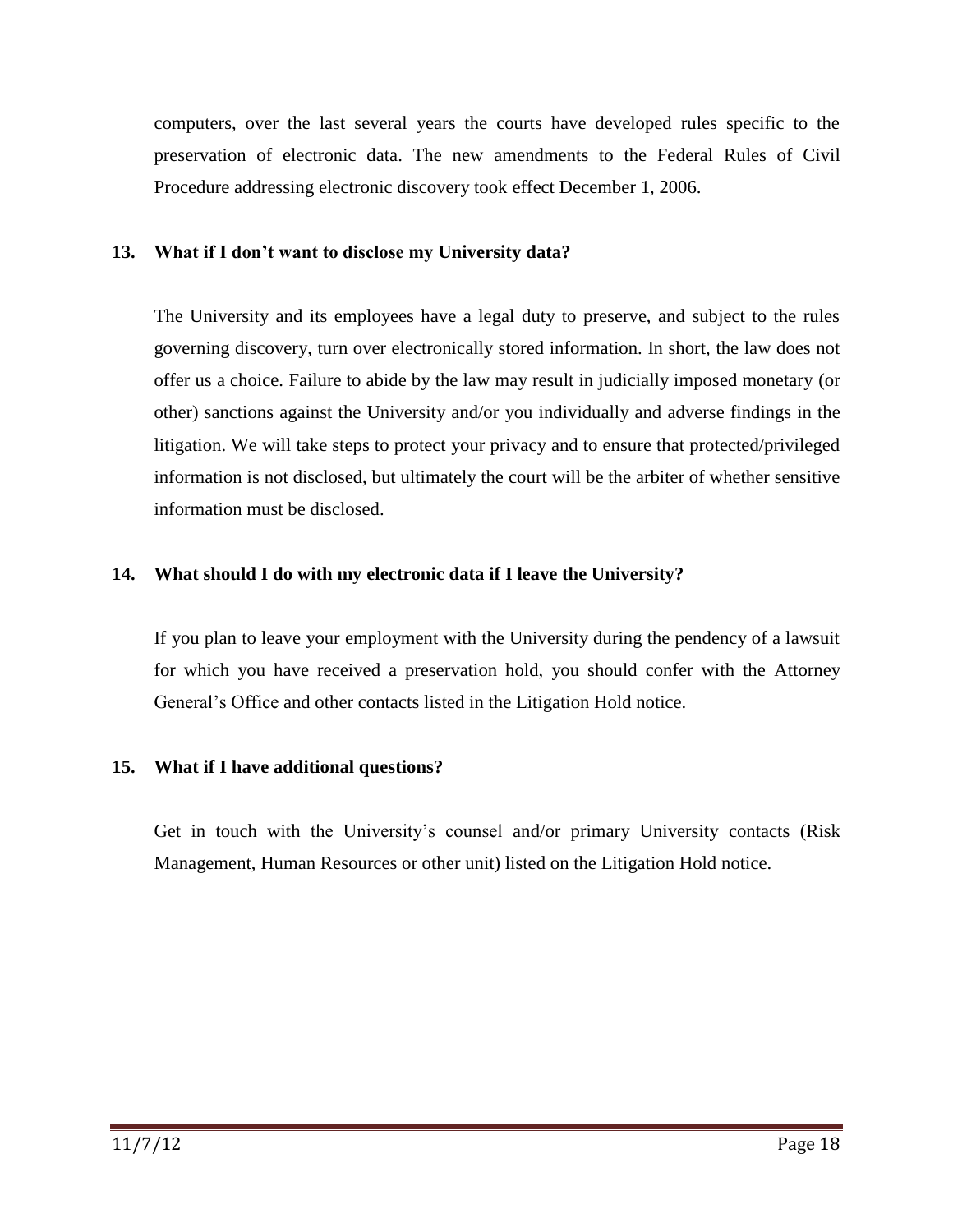computers, over the last several years the courts have developed rules specific to the preservation of electronic data. The new amendments to the Federal Rules of Civil Procedure addressing electronic discovery took effect December 1, 2006.

### 13. What if I don't want to disclose my University data?

The University and its employees have a legal duty to preserve, and subject to the rules governing discovery, turn over electronically stored information. In short, the law does not offer us a choice. Failure to abide by the law may result in judicially imposed monetary (or other) sanctions against the University and/or you individually and adverse findings in the litigation. We will take steps to protect your privacy and to ensure that protected/privileged information is not disclosed, but ultimately the court will be the arbiter of whether sensitive information must be disclosed.

### 14. What should I do with my electronic data if I leave the University?

If you plan to leave your employment with the University during the pendency of a lawsuit for which you have received a preservation hold, you should confer with the Attorney General's Office and other contacts listed in the Litigation Hold notice.

### 15. What if I have additional questions?

Get in touch with the University's counsel and/or primary University contacts (Risk Management, Human Resources or other unit) listed on the Litigation Hold notice.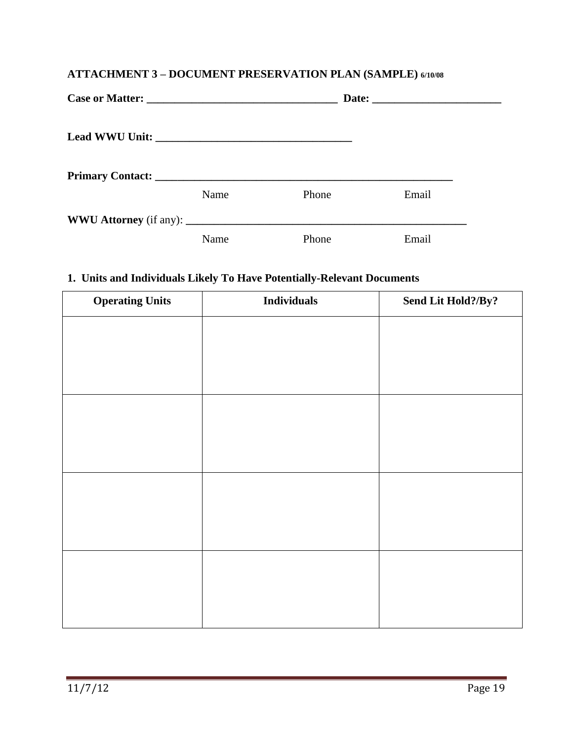## ATTACHMENT 3 – DOCUMENT PRESERVATION PLAN (SAMPLE) 6/10/08

**Case or Matter:** ___________________________________ **Date:** _______________________

**Lead WWU Unit:** ____________________________________

**Primary Contact:** _______________________________________________________

Name Phone Email

**WWU Attorney** (if any): ____________________________________________________

Name Phone Email

### 1. Units and Individuals Likely To Have Potentially-Relevant Documents

| Operating Units | Individuals | Send Lit Hold?/By? |
|---|---|---|
| | | |
| | | |
| | | |
| | | |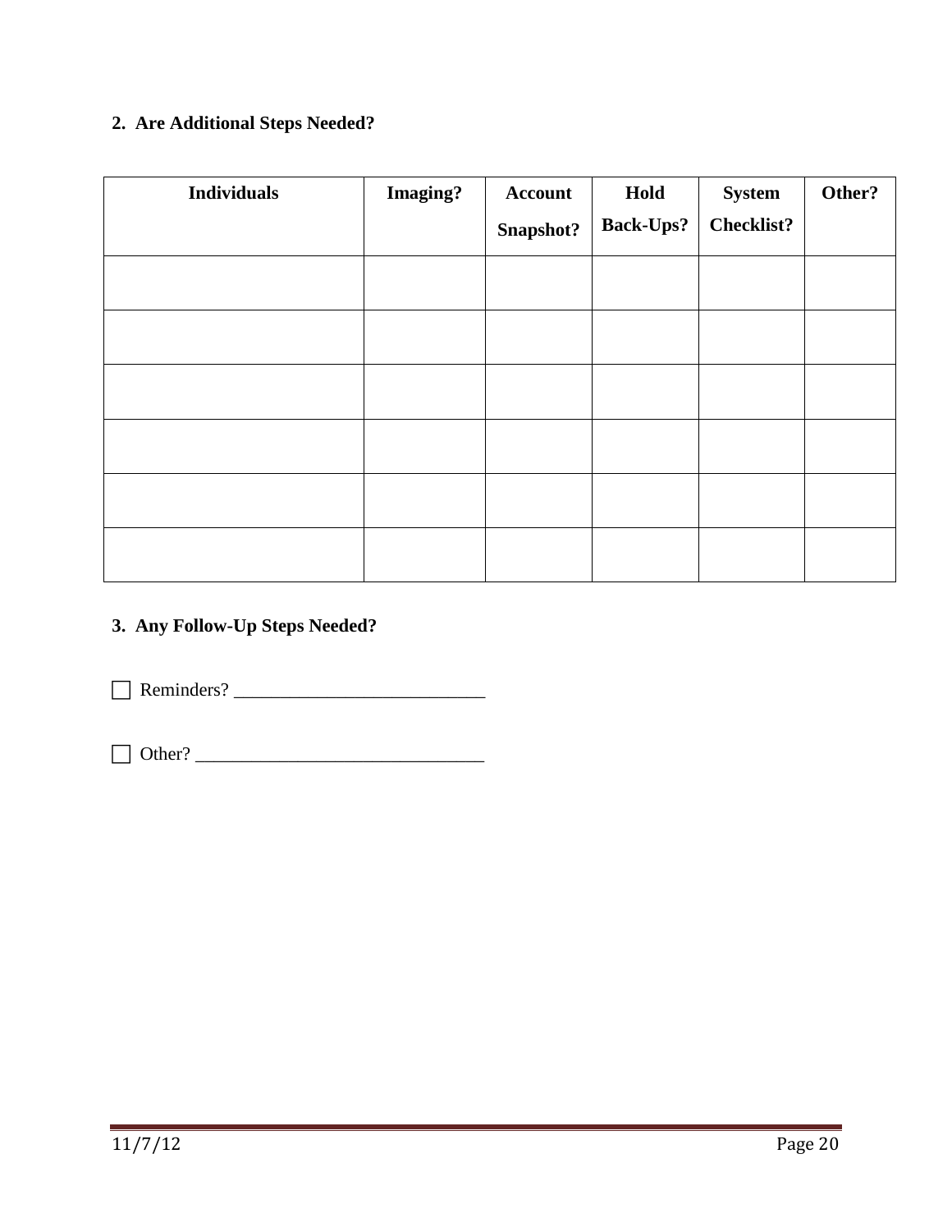**2. Are Additional Steps Needed?**

| Individuals | Imaging? | Account Snapshot? | Hold Back-Ups? | System Checklist? | Other? |
|---|---|---|---|---|---|
| | | | | | |
| | | | | | |
| | | | | | |
| | | | | | |
| | | | | | |
| | | | | | |

**3. Any Follow-Up Steps Needed?**

☐ Reminders? ___________________________

☐ Other? _______________________________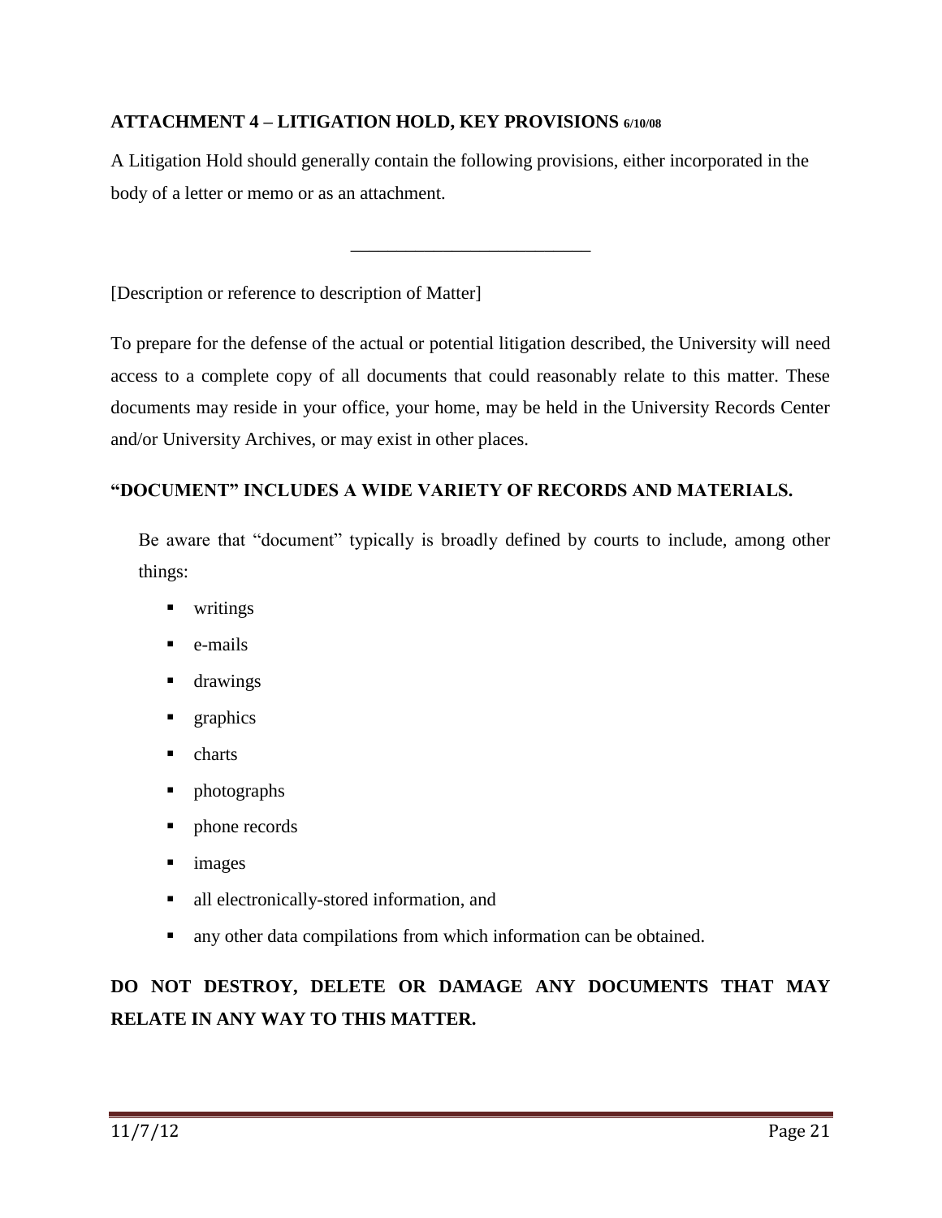## ATTACHMENT 4 – LITIGATION HOLD, KEY PROVISIONS 6/10/08

A Litigation Hold should generally contain the following provisions, either incorporated in the body of a letter or memo or as an attachment.

---

[Description or reference to description of Matter]

To prepare for the defense of the actual or potential litigation described, the University will need access to a complete copy of all documents that could reasonably relate to this matter. These documents may reside in your office, your home, may be held in the University Records Center and/or University Archives, or may exist in other places.

### "DOCUMENT" INCLUDES A WIDE VARIETY OF RECORDS AND MATERIALS.

Be aware that "document" typically is broadly defined by courts to include, among other things:

- writings
- e-mails
- drawings
- graphics
- charts
- photographs
- phone records
- images
- all electronically-stored information, and
- any other data compilations from which information can be obtained.

**DO NOT DESTROY, DELETE OR DAMAGE ANY DOCUMENTS THAT MAY RELATE IN ANY WAY TO THIS MATTER.**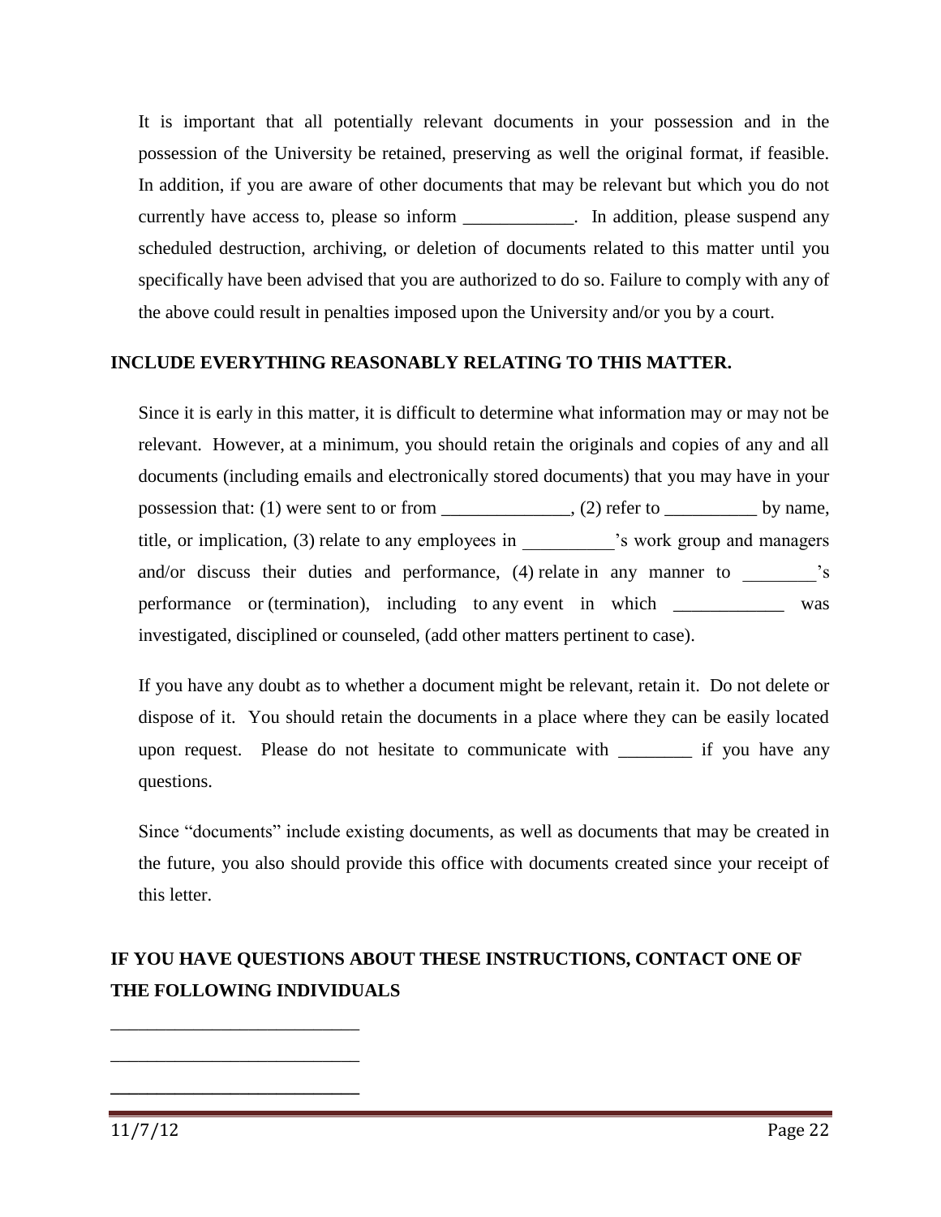It is important that all potentially relevant documents in your possession and in the possession of the University be retained, preserving as well the original format, if feasible. In addition, if you are aware of other documents that may be relevant but which you do not currently have access to, please so inform ____________. In addition, please suspend any scheduled destruction, archiving, or deletion of documents related to this matter until you specifically have been advised that you are authorized to do so. Failure to comply with any of the above could result in penalties imposed upon the University and/or you by a court.

**INCLUDE EVERYTHING REASONABLY RELATING TO THIS MATTER.**

Since it is early in this matter, it is difficult to determine what information may or may not be relevant. However, at a minimum, you should retain the originals and copies of any and all documents (including emails and electronically stored documents) that you may have in your possession that: (1) were sent to or from ______________, (2) refer to __________ by name, title, or implication, (3) relate to any employees in __________'s work group and managers and/or discuss their duties and performance, (4) relate in any manner to ________'s performance or (termination), including to any event in which ____________ was investigated, disciplined or counseled, (add other matters pertinent to case).

If you have any doubt as to whether a document might be relevant, retain it. Do not delete or dispose of it. You should retain the documents in a place where they can be easily located upon request. Please do not hesitate to communicate with ________ if you have any questions.

Since "documents" include existing documents, as well as documents that may be created in the future, you also should provide this office with documents created since your receipt of this letter.

**IF YOU HAVE QUESTIONS ABOUT THESE INSTRUCTIONS, CONTACT ONE OF THE FOLLOWING INDIVIDUALS**

___________________________

___________________________

___________________________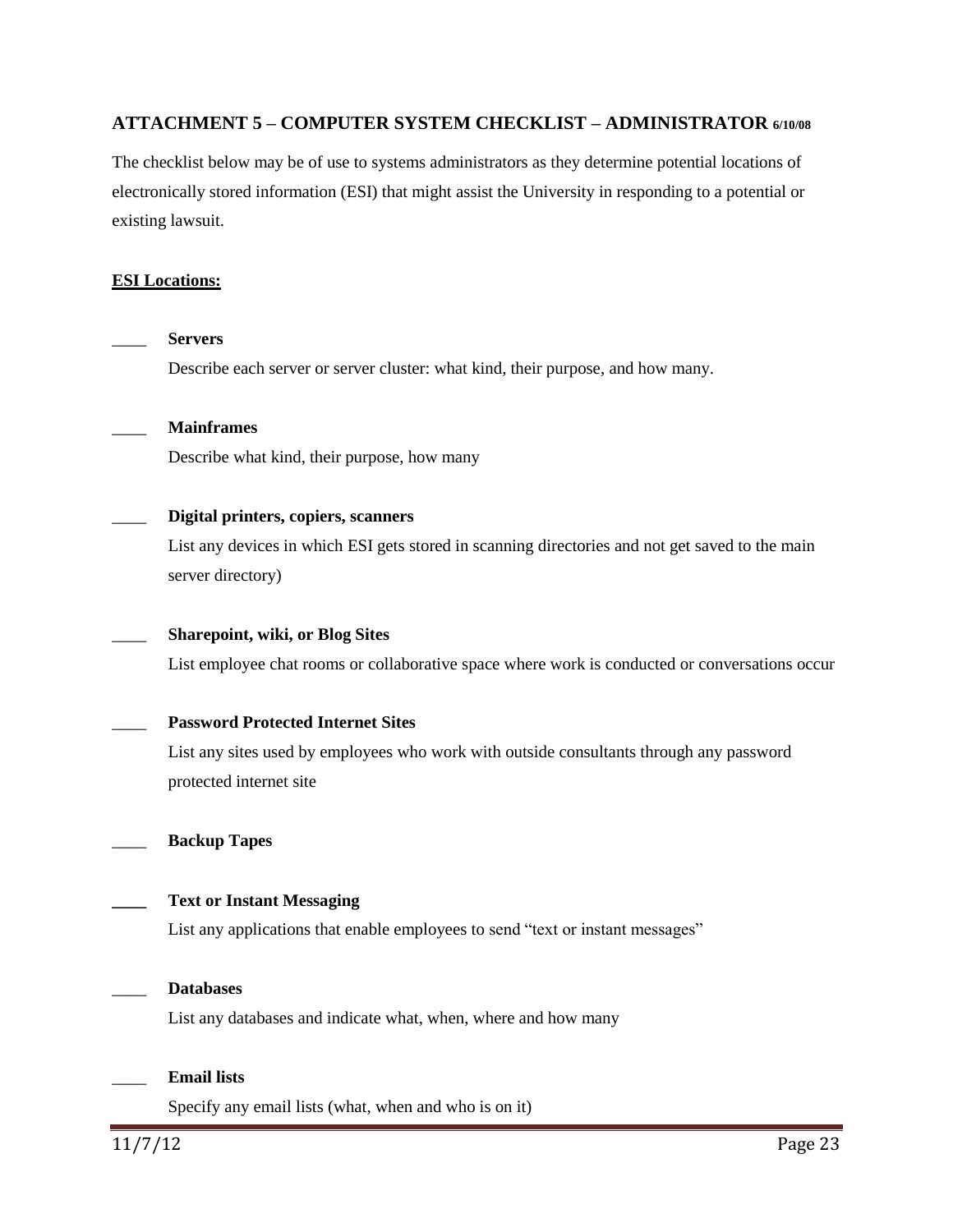## ATTACHMENT 5 – COMPUTER SYSTEM CHECKLIST – ADMINISTRATOR 6/10/08

The checklist below may be of use to systems administrators as they determine potential locations of electronically stored information (ESI) that might assist the University in responding to a potential or existing lawsuit.

**ESI Locations:**

____ **Servers**

Describe each server or server cluster: what kind, their purpose, and how many.

____ **Mainframes**

Describe what kind, their purpose, how many

____ **Digital printers, copiers, scanners**

List any devices in which ESI gets stored in scanning directories and not get saved to the main server directory)

____ **Sharepoint, wiki, or Blog Sites**

List employee chat rooms or collaborative space where work is conducted or conversations occur

____ **Password Protected Internet Sites**

List any sites used by employees who work with outside consultants through any password protected internet site

____ **Backup Tapes**

____ **Text or Instant Messaging**

List any applications that enable employees to send "text or instant messages"

____ **Databases**

List any databases and indicate what, when, where and how many

____ **Email lists**

Specify any email lists (what, when and who is on it)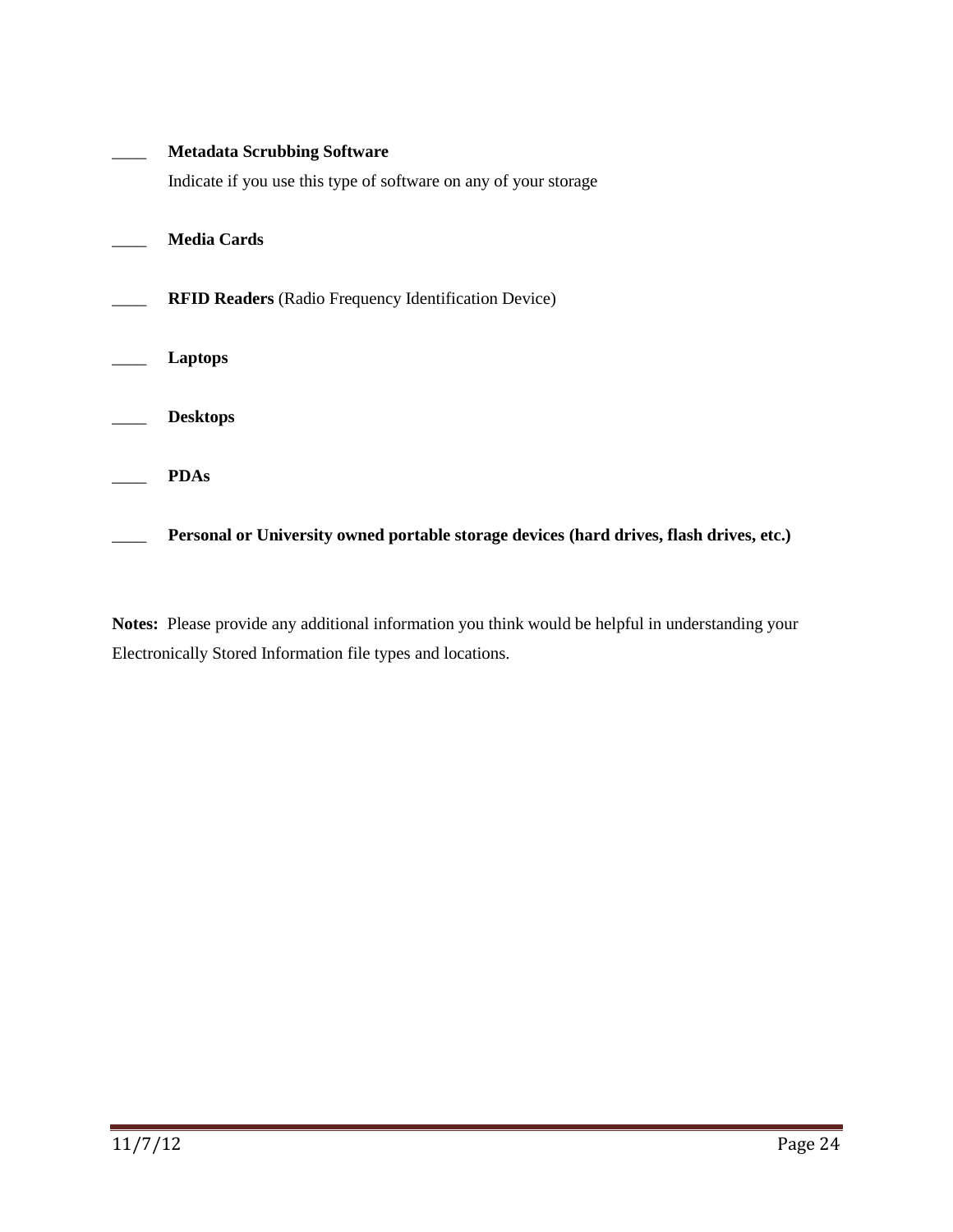____ **Metadata Scrubbing Software**

Indicate if you use this type of software on any of your storage

____ **Media Cards**

____ **RFID Readers** (Radio Frequency Identification Device)

____ **Laptops**

____ **Desktops**

____ **PDAs**

____ **Personal or University owned portable storage devices (hard drives, flash drives, etc.)**

**Notes:** Please provide any additional information you think would be helpful in understanding your Electronically Stored Information file types and locations.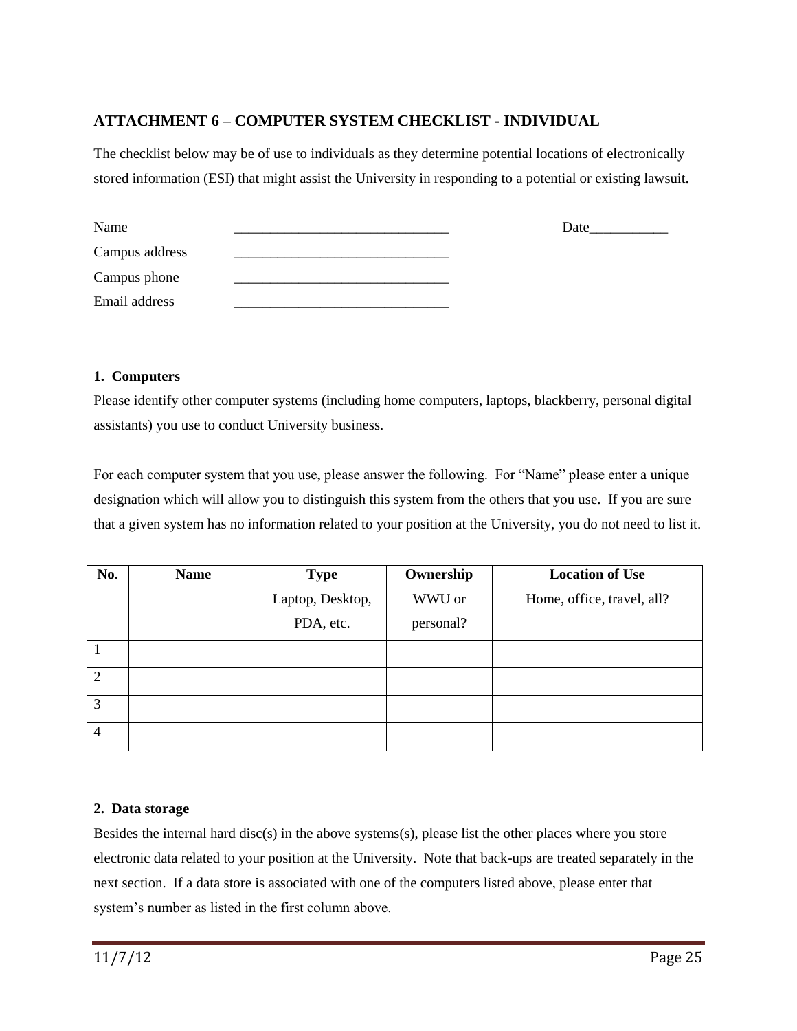## ATTACHMENT 6 – COMPUTER SYSTEM CHECKLIST - INDIVIDUAL

The checklist below may be of use to individuals as they determine potential locations of electronically stored information (ESI) that might assist the University in responding to a potential or existing lawsuit.

Name ______________________________ Date___________

Campus address ______________________________

Campus phone ______________________________

Email address ______________________________

**1. Computers**

Please identify other computer systems (including home computers, laptops, blackberry, personal digital assistants) you use to conduct University business.

For each computer system that you use, please answer the following. For "Name" please enter a unique designation which will allow you to distinguish this system from the others that you use. If you are sure that a given system has no information related to your position at the University, you do not need to list it.

| No. | Name | Type<br>Laptop, Desktop, PDA, etc. | Ownership<br>WWU or personal? | Location of Use<br>Home, office, travel, all? |
|---|---|---|---|---|
| 1 | | | | |
| 2 | | | | |
| 3 | | | | |
| 4 | | | | |

**2. Data storage**

Besides the internal hard disc(s) in the above systems(s), please list the other places where you store electronic data related to your position at the University. Note that back-ups are treated separately in the next section. If a data store is associated with one of the computers listed above, please enter that system's number as listed in the first column above.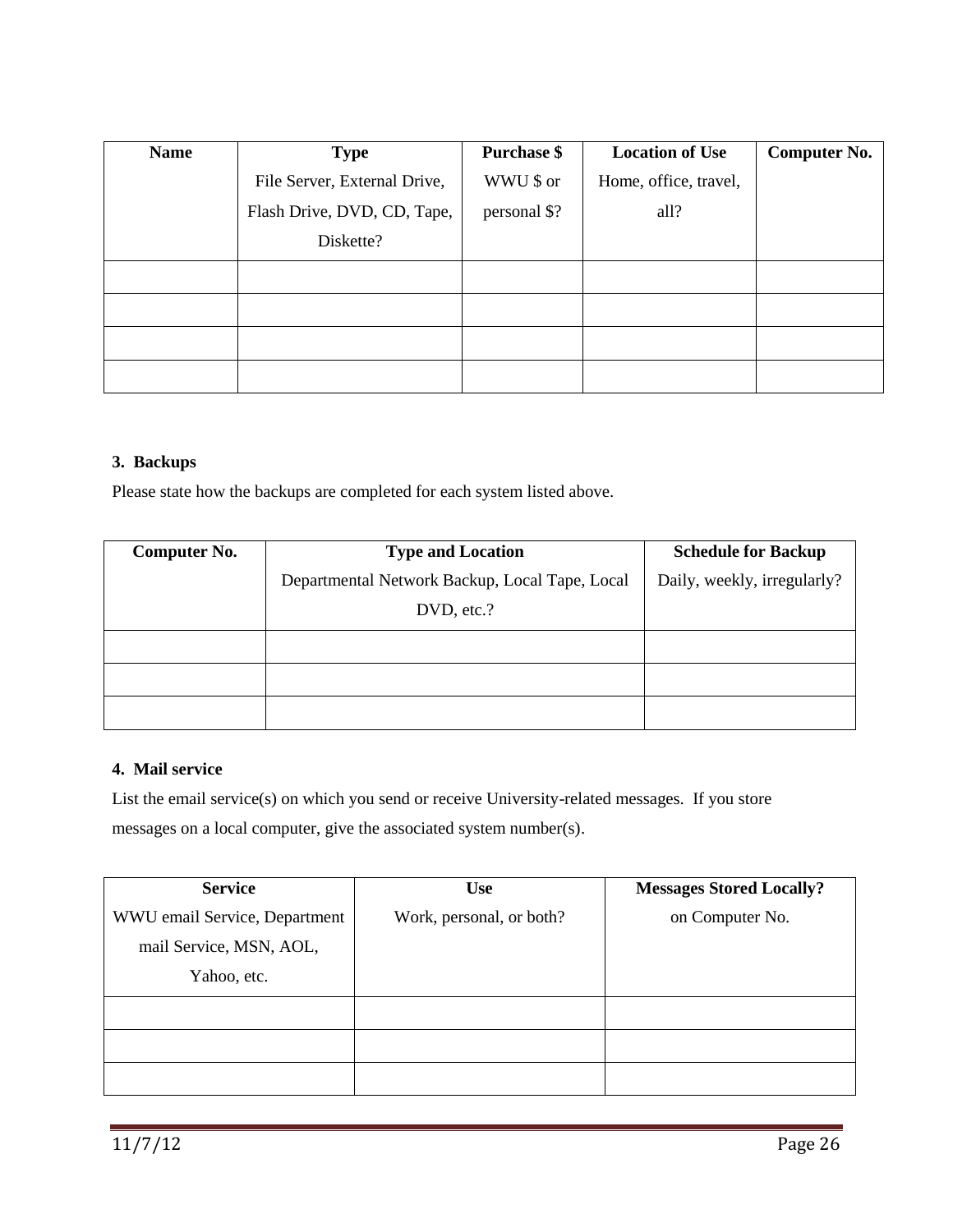| Name | Type<br>File Server, External Drive, Flash Drive, DVD, CD, Tape, Diskette? | Purchase $<br>WWU $ or personal $? | Location of Use<br>Home, office, travel, all? | Computer No. |
|---|---|---|---|---|
| | | | | |
| | | | | |
| | | | | |
| | | | | |

### 3. Backups

Please state how the backups are completed for each system listed above.

| Computer No. | Type and Location<br>Departmental Network Backup, Local Tape, Local DVD, etc.? | Schedule for Backup<br>Daily, weekly, irregularly? |
|---|---|---|
| | | |
| | | |
| | | |

### 4. Mail service

List the email service(s) on which you send or receive University-related messages. If you store messages on a local computer, give the associated system number(s).

| Service<br>WWU email Service, Department mail Service, MSN, AOL, Yahoo, etc. | Use<br>Work, personal, or both? | Messages Stored Locally?<br>on Computer No. |
|---|---|---|
| | | |
| | | |
| | | |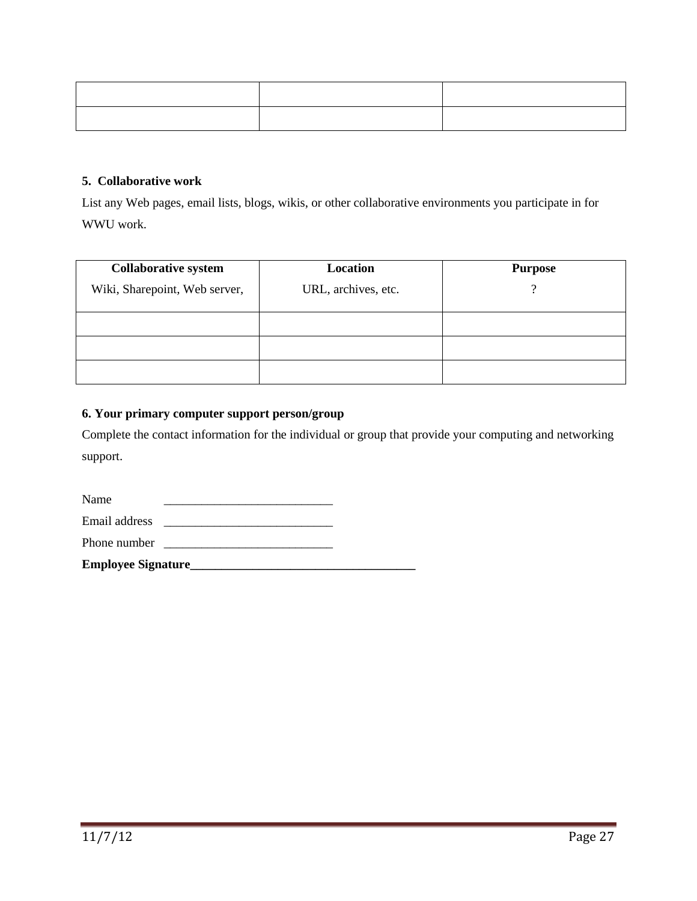| | | |
|---|---|---|
| | | |
| | | |

**5. Collaborative work**

List any Web pages, email lists, blogs, wikis, or other collaborative environments you participate in for WWU work.

| Collaborative system<br>Wiki, Sharepoint, Web server, | Location<br>URL, archives, etc. | Purpose<br>? |
|---|---|---|
| | | |
| | | |
| | | |

**6. Your primary computer support person/group**

Complete the contact information for the individual or group that provide your computing and networking support.

Name ___________________________

Email address ___________________________

Phone number ___________________________

**Employee Signature____________________________________**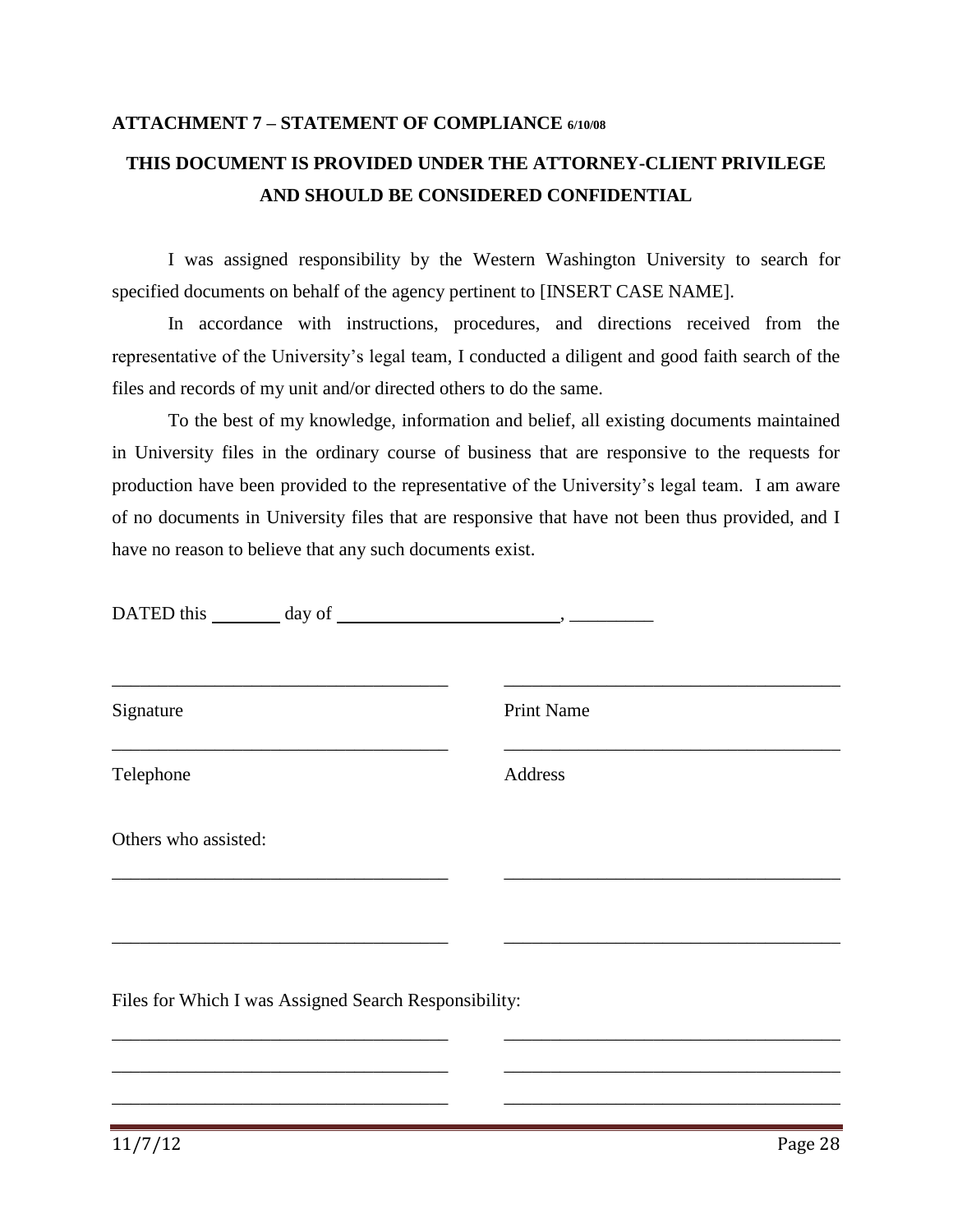**ATTACHMENT 7 – STATEMENT OF COMPLIANCE 6/10/08**

**THIS DOCUMENT IS PROVIDED UNDER THE ATTORNEY-CLIENT PRIVILEGE AND SHOULD BE CONSIDERED CONFIDENTIAL**

I was assigned responsibility by the Western Washington University to search for specified documents on behalf of the agency pertinent to [INSERT CASE NAME].

In accordance with instructions, procedures, and directions received from the representative of the University's legal team, I conducted a diligent and good faith search of the files and records of my unit and/or directed others to do the same.

To the best of my knowledge, information and belief, all existing documents maintained in University files in the ordinary course of business that are responsive to the requests for production have been provided to the representative of the University's legal team. I am aware of no documents in University files that are responsive that have not been thus provided, and I have no reason to believe that any such documents exist.

DATED this ________ day of ________________________, _________

___________________________________ ___________________________________

Signature Print Name

___________________________________ ___________________________________

Telephone Address

Others who assisted:

___________________________________ ___________________________________

___________________________________ ___________________________________

Files for Which I was Assigned Search Responsibility:

___________________________________ ___________________________________

___________________________________ ___________________________________

___________________________________ ___________________________________